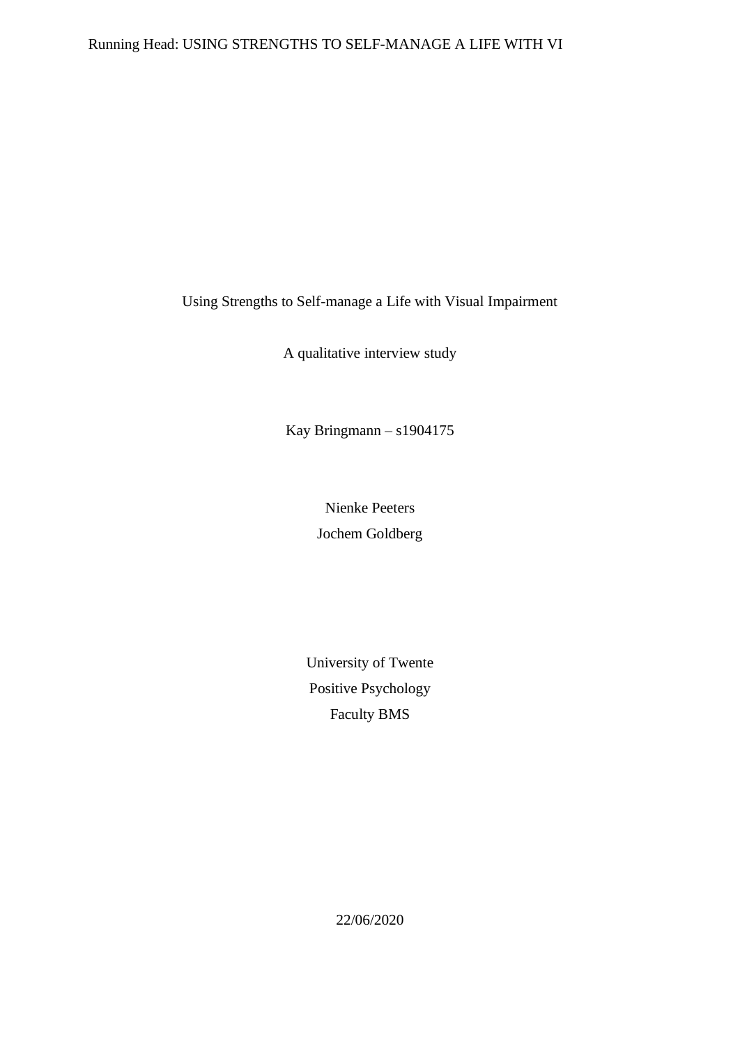# Using Strengths to Self-manage a Life with Visual Impairment

A qualitative interview study

Kay Bringmann – s1904175

Nienke Peeters

Jochem Goldberg

University of Twente

Positive Psychology

Faculty BMS

22/06/2020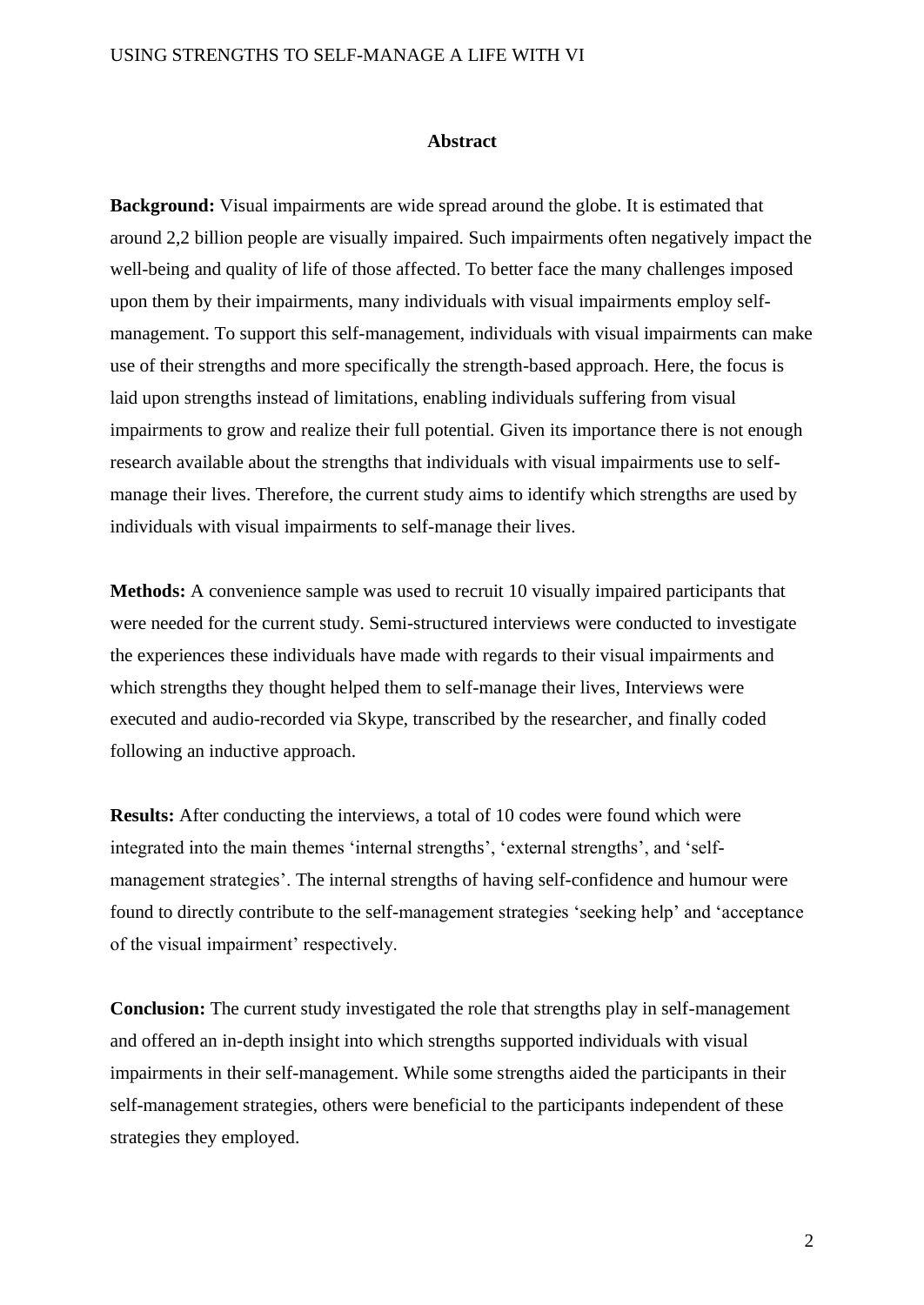## Abstract

**Background:** Visual impairments are wide spread around the globe. It is estimated that around 2,2 billion people are visually impaired. Such impairments often negatively impact the well-being and quality of life of those affected. To better face the many challenges imposed upon them by their impairments, many individuals with visual impairments employ self-management. To support this self-management, individuals with visual impairments can make use of their strengths and more specifically the strength-based approach. Here, the focus is laid upon strengths instead of limitations, enabling individuals suffering from visual impairments to grow and realize their full potential. Given its importance there is not enough research available about the strengths that individuals with visual impairments use to self-manage their lives. Therefore, the current study aims to identify which strengths are used by individuals with visual impairments to self-manage their lives.

**Methods:** A convenience sample was used to recruit 10 visually impaired participants that were needed for the current study. Semi-structured interviews were conducted to investigate the experiences these individuals have made with regards to their visual impairments and which strengths they thought helped them to self-manage their lives, Interviews were executed and audio-recorded via Skype, transcribed by the researcher, and finally coded following an inductive approach.

**Results:** After conducting the interviews, a total of 10 codes were found which were integrated into the main themes 'internal strengths', 'external strengths', and 'self-management strategies'. The internal strengths of having self-confidence and humour were found to directly contribute to the self-management strategies 'seeking help' and 'acceptance of the visual impairment' respectively.

**Conclusion:** The current study investigated the role that strengths play in self-management and offered an in-depth insight into which strengths supported individuals with visual impairments in their self-management. While some strengths aided the participants in their self-management strategies, others were beneficial to the participants independent of these strategies they employed.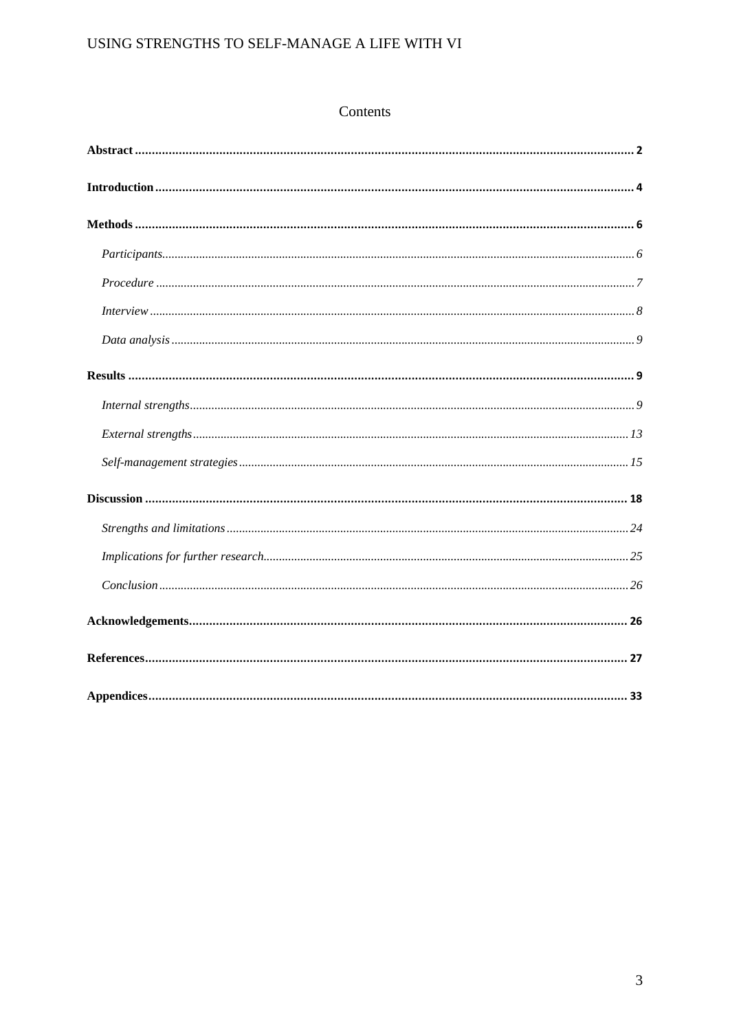# Contents

**Abstract** .......... 2

**Introduction** .......... 4

**Methods** .......... 6

*Participants* .......... 6

*Procedure* .......... 7

*Interview* .......... 8

*Data analysis* .......... 9

**Results** .......... 9

*Internal strengths* .......... 9

*External strengths* .......... 13

*Self-management strategies* .......... 15

**Discussion** .......... 18

*Strengths and limitations* .......... 24

*Implications for further research* .......... 25

*Conclusion* .......... 26

**Acknowledgements** .......... 26

**References** .......... 27

**Appendices** .......... 33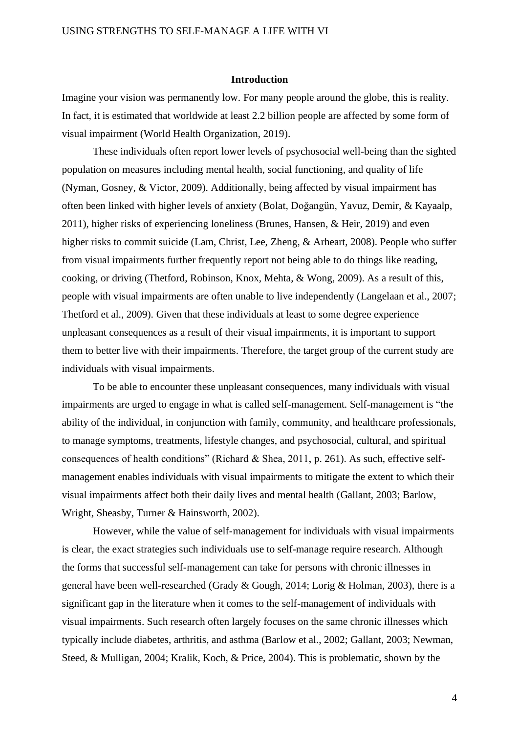## Introduction

Imagine your vision was permanently low. For many people around the globe, this is reality. In fact, it is estimated that worldwide at least 2.2 billion people are affected by some form of visual impairment (World Health Organization, 2019).

These individuals often report lower levels of psychosocial well-being than the sighted population on measures including mental health, social functioning, and quality of life (Nyman, Gosney, & Victor, 2009). Additionally, being affected by visual impairment has often been linked with higher levels of anxiety (Bolat, Doğangün, Yavuz, Demir, & Kayaalp, 2011), higher risks of experiencing loneliness (Brunes, Hansen, & Heir, 2019) and even higher risks to commit suicide (Lam, Christ, Lee, Zheng, & Arheart, 2008). People who suffer from visual impairments further frequently report not being able to do things like reading, cooking, or driving (Thetford, Robinson, Knox, Mehta, & Wong, 2009). As a result of this, people with visual impairments are often unable to live independently (Langelaan et al., 2007; Thetford et al., 2009). Given that these individuals at least to some degree experience unpleasant consequences as a result of their visual impairments, it is important to support them to better live with their impairments. Therefore, the target group of the current study are individuals with visual impairments.

To be able to encounter these unpleasant consequences, many individuals with visual impairments are urged to engage in what is called self-management. Self-management is "the ability of the individual, in conjunction with family, community, and healthcare professionals, to manage symptoms, treatments, lifestyle changes, and psychosocial, cultural, and spiritual consequences of health conditions" (Richard & Shea, 2011, p. 261). As such, effective self-management enables individuals with visual impairments to mitigate the extent to which their visual impairments affect both their daily lives and mental health (Gallant, 2003; Barlow, Wright, Sheasby, Turner & Hainsworth, 2002).

However, while the value of self-management for individuals with visual impairments is clear, the exact strategies such individuals use to self-manage require research. Although the forms that successful self-management can take for persons with chronic illnesses in general have been well-researched (Grady & Gough, 2014; Lorig & Holman, 2003), there is a significant gap in the literature when it comes to the self-management of individuals with visual impairments. Such research often largely focuses on the same chronic illnesses which typically include diabetes, arthritis, and asthma (Barlow et al., 2002; Gallant, 2003; Newman, Steed, & Mulligan, 2004; Kralik, Koch, & Price, 2004). This is problematic, shown by the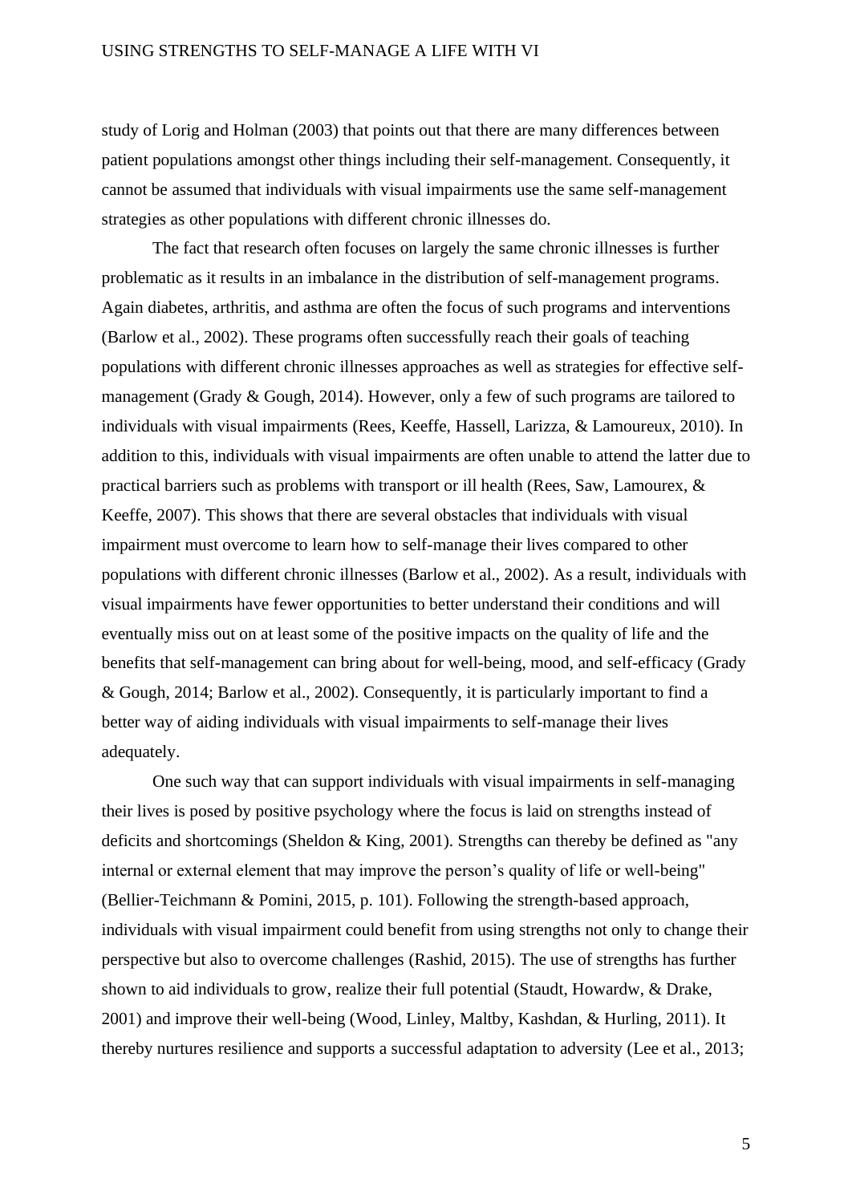study of Lorig and Holman (2003) that points out that there are many differences between patient populations amongst other things including their self-management. Consequently, it cannot be assumed that individuals with visual impairments use the same self-management strategies as other populations with different chronic illnesses do.

The fact that research often focuses on largely the same chronic illnesses is further problematic as it results in an imbalance in the distribution of self-management programs. Again diabetes, arthritis, and asthma are often the focus of such programs and interventions (Barlow et al., 2002). These programs often successfully reach their goals of teaching populations with different chronic illnesses approaches as well as strategies for effective self-management (Grady & Gough, 2014). However, only a few of such programs are tailored to individuals with visual impairments (Rees, Keeffe, Hassell, Larizza, & Lamoureux, 2010). In addition to this, individuals with visual impairments are often unable to attend the latter due to practical barriers such as problems with transport or ill health (Rees, Saw, Lamourex, & Keeffe, 2007). This shows that there are several obstacles that individuals with visual impairment must overcome to learn how to self-manage their lives compared to other populations with different chronic illnesses (Barlow et al., 2002). As a result, individuals with visual impairments have fewer opportunities to better understand their conditions and will eventually miss out on at least some of the positive impacts on the quality of life and the benefits that self-management can bring about for well-being, mood, and self-efficacy (Grady & Gough, 2014; Barlow et al., 2002). Consequently, it is particularly important to find a better way of aiding individuals with visual impairments to self-manage their lives adequately.

One such way that can support individuals with visual impairments in self-managing their lives is posed by positive psychology where the focus is laid on strengths instead of deficits and shortcomings (Sheldon & King, 2001). Strengths can thereby be defined as "any internal or external element that may improve the person's quality of life or well-being" (Bellier-Teichmann & Pomini, 2015, p. 101). Following the strength-based approach, individuals with visual impairment could benefit from using strengths not only to change their perspective but also to overcome challenges (Rashid, 2015). The use of strengths has further shown to aid individuals to grow, realize their full potential (Staudt, Howardw, & Drake, 2001) and improve their well-being (Wood, Linley, Maltby, Kashdan, & Hurling, 2011). It thereby nurtures resilience and supports a successful adaptation to adversity (Lee et al., 2013;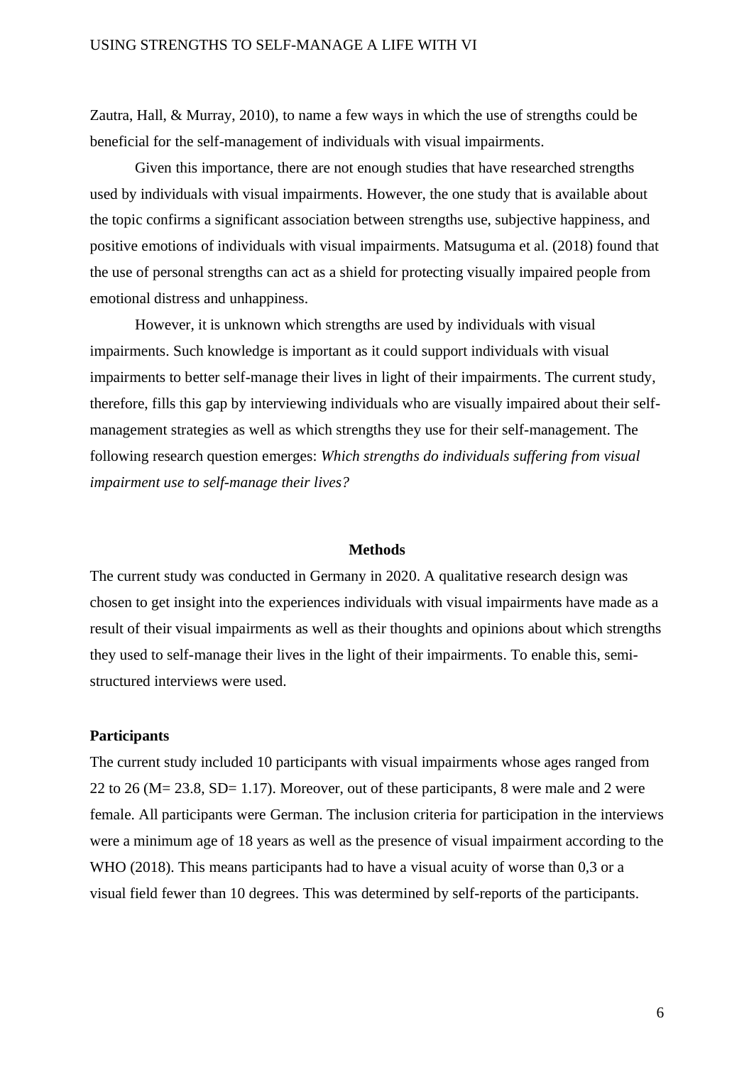Zautra, Hall, & Murray, 2010), to name a few ways in which the use of strengths could be beneficial for the self-management of individuals with visual impairments.

Given this importance, there are not enough studies that have researched strengths used by individuals with visual impairments. However, the one study that is available about the topic confirms a significant association between strengths use, subjective happiness, and positive emotions of individuals with visual impairments. Matsuguma et al. (2018) found that the use of personal strengths can act as a shield for protecting visually impaired people from emotional distress and unhappiness.

However, it is unknown which strengths are used by individuals with visual impairments. Such knowledge is important as it could support individuals with visual impairments to better self-manage their lives in light of their impairments. The current study, therefore, fills this gap by interviewing individuals who are visually impaired about their self-management strategies as well as which strengths they use for their self-management. The following research question emerges: *Which strengths do individuals suffering from visual impairment use to self-manage their lives?*

## Methods

The current study was conducted in Germany in 2020. A qualitative research design was chosen to get insight into the experiences individuals with visual impairments have made as a result of their visual impairments as well as their thoughts and opinions about which strengths they used to self-manage their lives in the light of their impairments. To enable this, semi-structured interviews were used.

### Participants

The current study included 10 participants with visual impairments whose ages ranged from 22 to 26 ($M = 23.8$, $SD = 1.17$). Moreover, out of these participants, 8 were male and 2 were female. All participants were German. The inclusion criteria for participation in the interviews were a minimum age of 18 years as well as the presence of visual impairment according to the WHO (2018). This means participants had to have a visual acuity of worse than 0,3 or a visual field fewer than 10 degrees. This was determined by self-reports of the participants.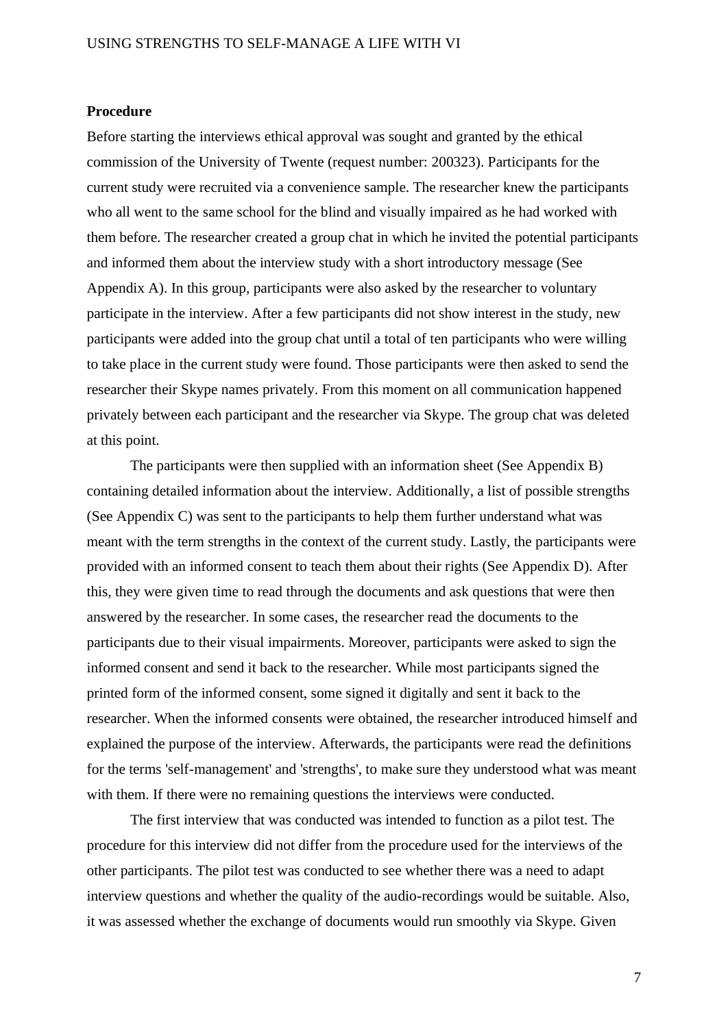**Procedure**

Before starting the interviews ethical approval was sought and granted by the ethical commission of the University of Twente (request number: 200323). Participants for the current study were recruited via a convenience sample. The researcher knew the participants who all went to the same school for the blind and visually impaired as he had worked with them before. The researcher created a group chat in which he invited the potential participants and informed them about the interview study with a short introductory message (See Appendix A). In this group, participants were also asked by the researcher to voluntary participate in the interview. After a few participants did not show interest in the study, new participants were added into the group chat until a total of ten participants who were willing to take place in the current study were found. Those participants were then asked to send the researcher their Skype names privately. From this moment on all communication happened privately between each participant and the researcher via Skype. The group chat was deleted at this point.

The participants were then supplied with an information sheet (See Appendix B) containing detailed information about the interview. Additionally, a list of possible strengths (See Appendix C) was sent to the participants to help them further understand what was meant with the term strengths in the context of the current study. Lastly, the participants were provided with an informed consent to teach them about their rights (See Appendix D). After this, they were given time to read through the documents and ask questions that were then answered by the researcher. In some cases, the researcher read the documents to the participants due to their visual impairments. Moreover, participants were asked to sign the informed consent and send it back to the researcher. While most participants signed the printed form of the informed consent, some signed it digitally and sent it back to the researcher. When the informed consents were obtained, the researcher introduced himself and explained the purpose of the interview. Afterwards, the participants were read the definitions for the terms 'self-management' and 'strengths', to make sure they understood what was meant with them. If there were no remaining questions the interviews were conducted.

The first interview that was conducted was intended to function as a pilot test. The procedure for this interview did not differ from the procedure used for the interviews of the other participants. The pilot test was conducted to see whether there was a need to adapt interview questions and whether the quality of the audio-recordings would be suitable. Also, it was assessed whether the exchange of documents would run smoothly via Skype. Given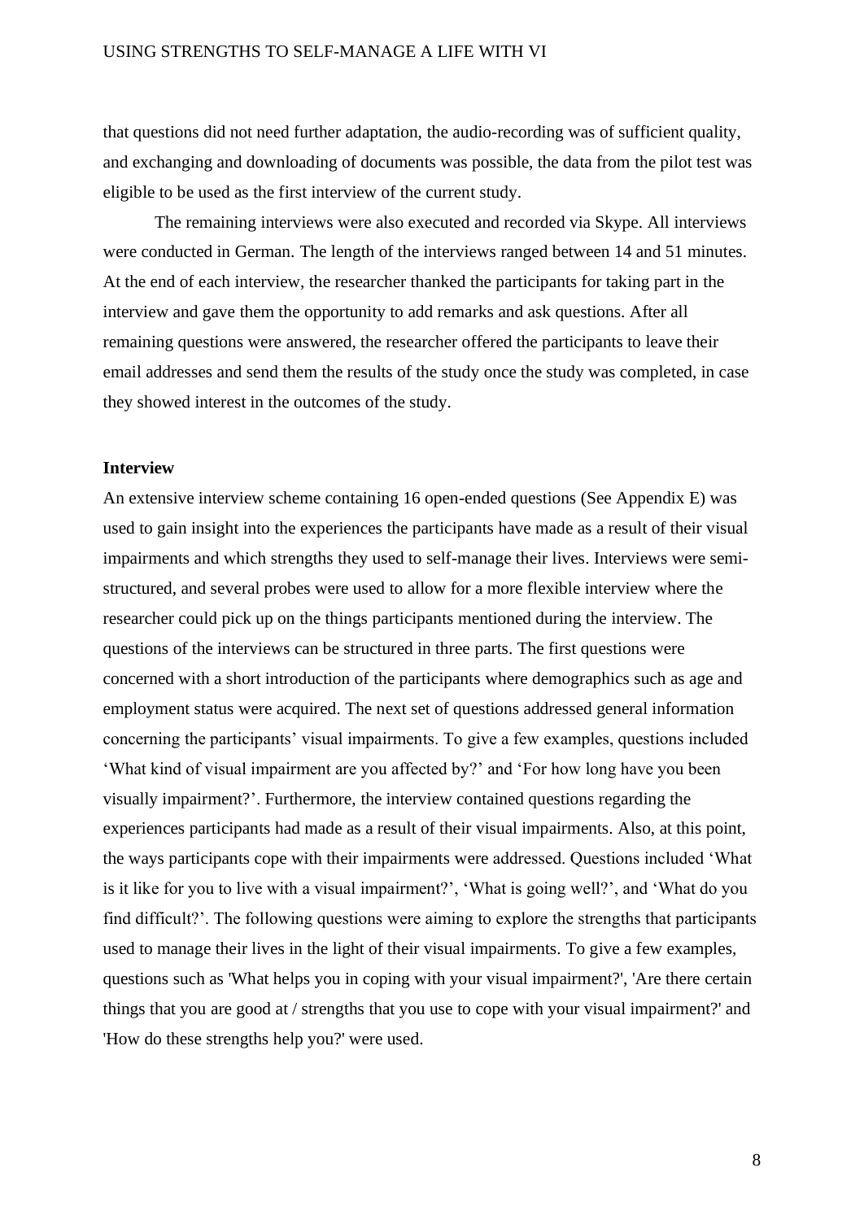that questions did not need further adaptation, the audio-recording was of sufficient quality, and exchanging and downloading of documents was possible, the data from the pilot test was eligible to be used as the first interview of the current study.

The remaining interviews were also executed and recorded via Skype. All interviews were conducted in German. The length of the interviews ranged between 14 and 51 minutes. At the end of each interview, the researcher thanked the participants for taking part in the interview and gave them the opportunity to add remarks and ask questions. After all remaining questions were answered, the researcher offered the participants to leave their email addresses and send them the results of the study once the study was completed, in case they showed interest in the outcomes of the study.

**Interview**

An extensive interview scheme containing 16 open-ended questions (See Appendix E) was used to gain insight into the experiences the participants have made as a result of their visual impairments and which strengths they used to self-manage their lives. Interviews were semi-structured, and several probes were used to allow for a more flexible interview where the researcher could pick up on the things participants mentioned during the interview. The questions of the interviews can be structured in three parts. The first questions were concerned with a short introduction of the participants where demographics such as age and employment status were acquired. The next set of questions addressed general information concerning the participants' visual impairments. To give a few examples, questions included 'What kind of visual impairment are you affected by?' and 'For how long have you been visually impairment?'. Furthermore, the interview contained questions regarding the experiences participants had made as a result of their visual impairments. Also, at this point, the ways participants cope with their impairments were addressed. Questions included 'What is it like for you to live with a visual impairment?', 'What is going well?', and 'What do you find difficult?'. The following questions were aiming to explore the strengths that participants used to manage their lives in the light of their visual impairments. To give a few examples, questions such as 'What helps you in coping with your visual impairment?', 'Are there certain things that you are good at / strengths that you use to cope with your visual impairment?' and 'How do these strengths help you?' were used.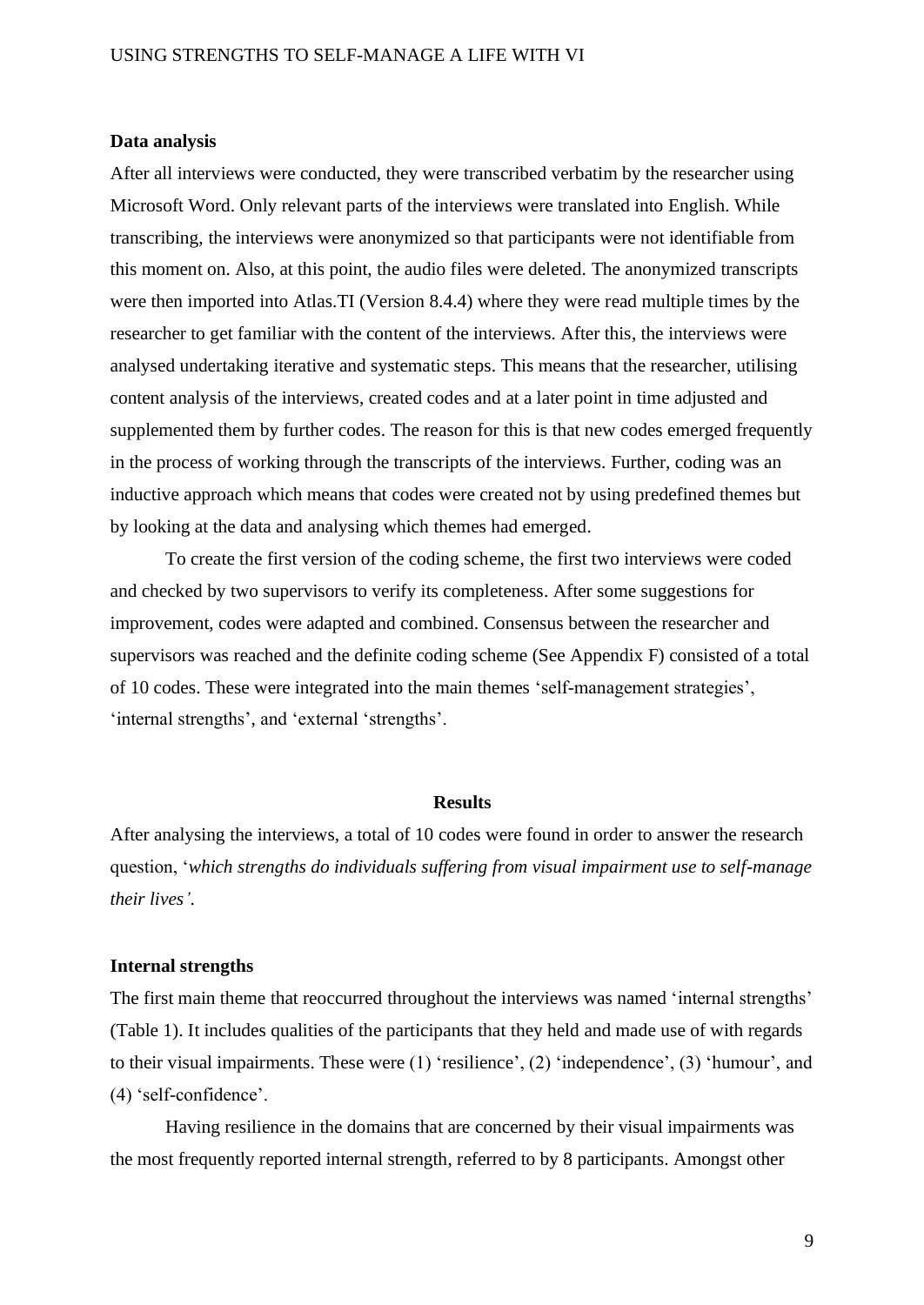**Data analysis**

After all interviews were conducted, they were transcribed verbatim by the researcher using Microsoft Word. Only relevant parts of the interviews were translated into English. While transcribing, the interviews were anonymized so that participants were not identifiable from this moment on. Also, at this point, the audio files were deleted. The anonymized transcripts were then imported into Atlas.TI (Version 8.4.4) where they were read multiple times by the researcher to get familiar with the content of the interviews. After this, the interviews were analysed undertaking iterative and systematic steps. This means that the researcher, utilising content analysis of the interviews, created codes and at a later point in time adjusted and supplemented them by further codes. The reason for this is that new codes emerged frequently in the process of working through the transcripts of the interviews. Further, coding was an inductive approach which means that codes were created not by using predefined themes but by looking at the data and analysing which themes had emerged.

To create the first version of the coding scheme, the first two interviews were coded and checked by two supervisors to verify its completeness. After some suggestions for improvement, codes were adapted and combined. Consensus between the researcher and supervisors was reached and the definite coding scheme (See Appendix F) consisted of a total of 10 codes. These were integrated into the main themes 'self-management strategies', 'internal strengths', and 'external 'strengths'.

## Results

After analysing the interviews, a total of 10 codes were found in order to answer the research question, '*which strengths do individuals suffering from visual impairment use to self-manage their lives'*.

**Internal strengths**

The first main theme that reoccurred throughout the interviews was named 'internal strengths' (Table 1). It includes qualities of the participants that they held and made use of with regards to their visual impairments. These were (1) 'resilience', (2) 'independence', (3) 'humour', and (4) 'self-confidence'.

Having resilience in the domains that are concerned by their visual impairments was the most frequently reported internal strength, referred to by 8 participants. Amongst other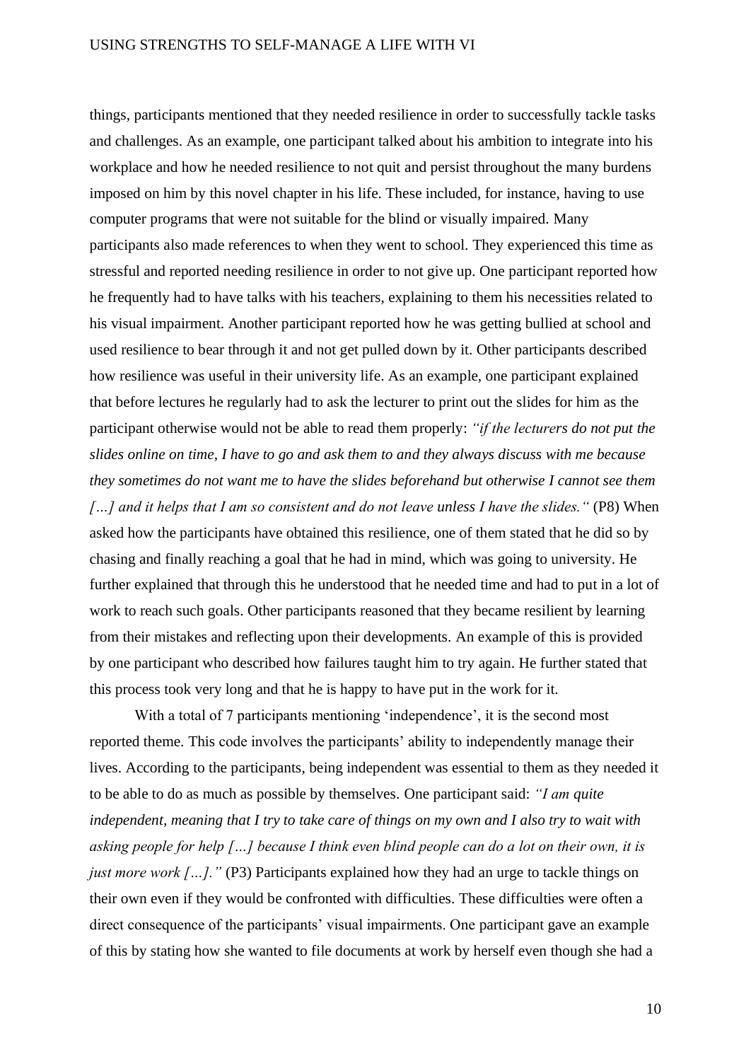things, participants mentioned that they needed resilience in order to successfully tackle tasks and challenges. As an example, one participant talked about his ambition to integrate into his workplace and how he needed resilience to not quit and persist throughout the many burdens imposed on him by this novel chapter in his life. These included, for instance, having to use computer programs that were not suitable for the blind or visually impaired. Many participants also made references to when they went to school. They experienced this time as stressful and reported needing resilience in order to not give up. One participant reported how he frequently had to have talks with his teachers, explaining to them his necessities related to his visual impairment. Another participant reported how he was getting bullied at school and used resilience to bear through it and not get pulled down by it. Other participants described how resilience was useful in their university life. As an example, one participant explained that before lectures he regularly had to ask the lecturer to print out the slides for him as the participant otherwise would not be able to read them properly: *"if the lecturers do not put the slides online on time, I have to go and ask them to and they always discuss with me because they sometimes do not want me to have the slides beforehand but otherwise I cannot see them […] and it helps that I am so consistent and do not leave unless I have the slides."* (P8) When asked how the participants have obtained this resilience, one of them stated that he did so by chasing and finally reaching a goal that he had in mind, which was going to university. He further explained that through this he understood that he needed time and had to put in a lot of work to reach such goals. Other participants reasoned that they became resilient by learning from their mistakes and reflecting upon their developments. An example of this is provided by one participant who described how failures taught him to try again. He further stated that this process took very long and that he is happy to have put in the work for it.

With a total of 7 participants mentioning 'independence', it is the second most reported theme. This code involves the participants' ability to independently manage their lives. According to the participants, being independent was essential to them as they needed it to be able to do as much as possible by themselves. One participant said: *"I am quite independent, meaning that I try to take care of things on my own and I also try to wait with asking people for help […] because I think even blind people can do a lot on their own, it is just more work […]."* (P3) Participants explained how they had an urge to tackle things on their own even if they would be confronted with difficulties. These difficulties were often a direct consequence of the participants' visual impairments. One participant gave an example of this by stating how she wanted to file documents at work by herself even though she had a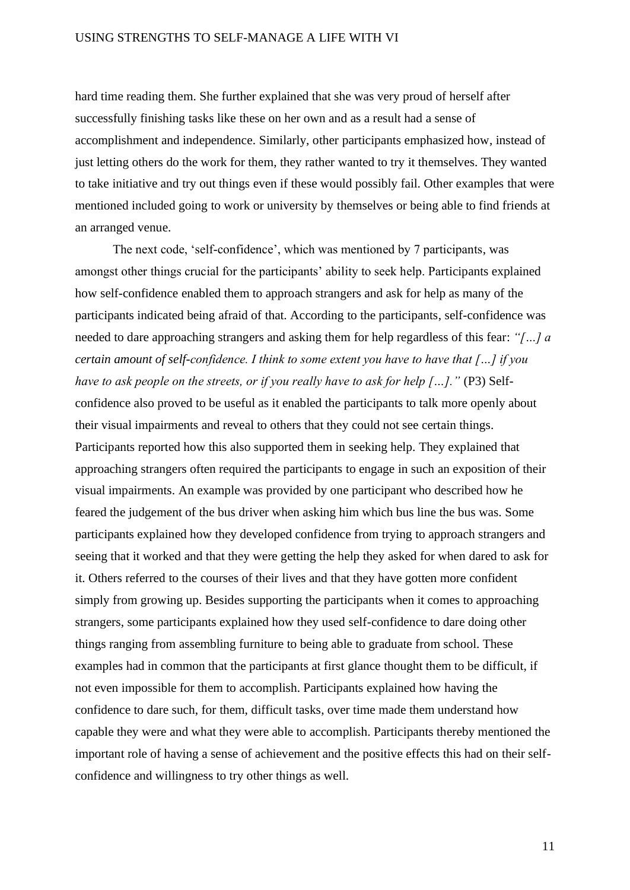hard time reading them. She further explained that she was very proud of herself after successfully finishing tasks like these on her own and as a result had a sense of accomplishment and independence. Similarly, other participants emphasized how, instead of just letting others do the work for them, they rather wanted to try it themselves. They wanted to take initiative and try out things even if these would possibly fail. Other examples that were mentioned included going to work or university by themselves or being able to find friends at an arranged venue.

The next code, 'self-confidence', which was mentioned by 7 participants, was amongst other things crucial for the participants' ability to seek help. Participants explained how self-confidence enabled them to approach strangers and ask for help as many of the participants indicated being afraid of that. According to the participants, self-confidence was needed to dare approaching strangers and asking them for help regardless of this fear: *"[…] a certain amount of self-confidence. I think to some extent you have to have that […] if you have to ask people on the streets, or if you really have to ask for help […]."* (P3) Self-confidence also proved to be useful as it enabled the participants to talk more openly about their visual impairments and reveal to others that they could not see certain things. Participants reported how this also supported them in seeking help. They explained that approaching strangers often required the participants to engage in such an exposition of their visual impairments. An example was provided by one participant who described how he feared the judgement of the bus driver when asking him which bus line the bus was. Some participants explained how they developed confidence from trying to approach strangers and seeing that it worked and that they were getting the help they asked for when dared to ask for it. Others referred to the courses of their lives and that they have gotten more confident simply from growing up. Besides supporting the participants when it comes to approaching strangers, some participants explained how they used self-confidence to dare doing other things ranging from assembling furniture to being able to graduate from school. These examples had in common that the participants at first glance thought them to be difficult, if not even impossible for them to accomplish. Participants explained how having the confidence to dare such, for them, difficult tasks, over time made them understand how capable they were and what they were able to accomplish. Participants thereby mentioned the important role of having a sense of achievement and the positive effects this had on their self-confidence and willingness to try other things as well.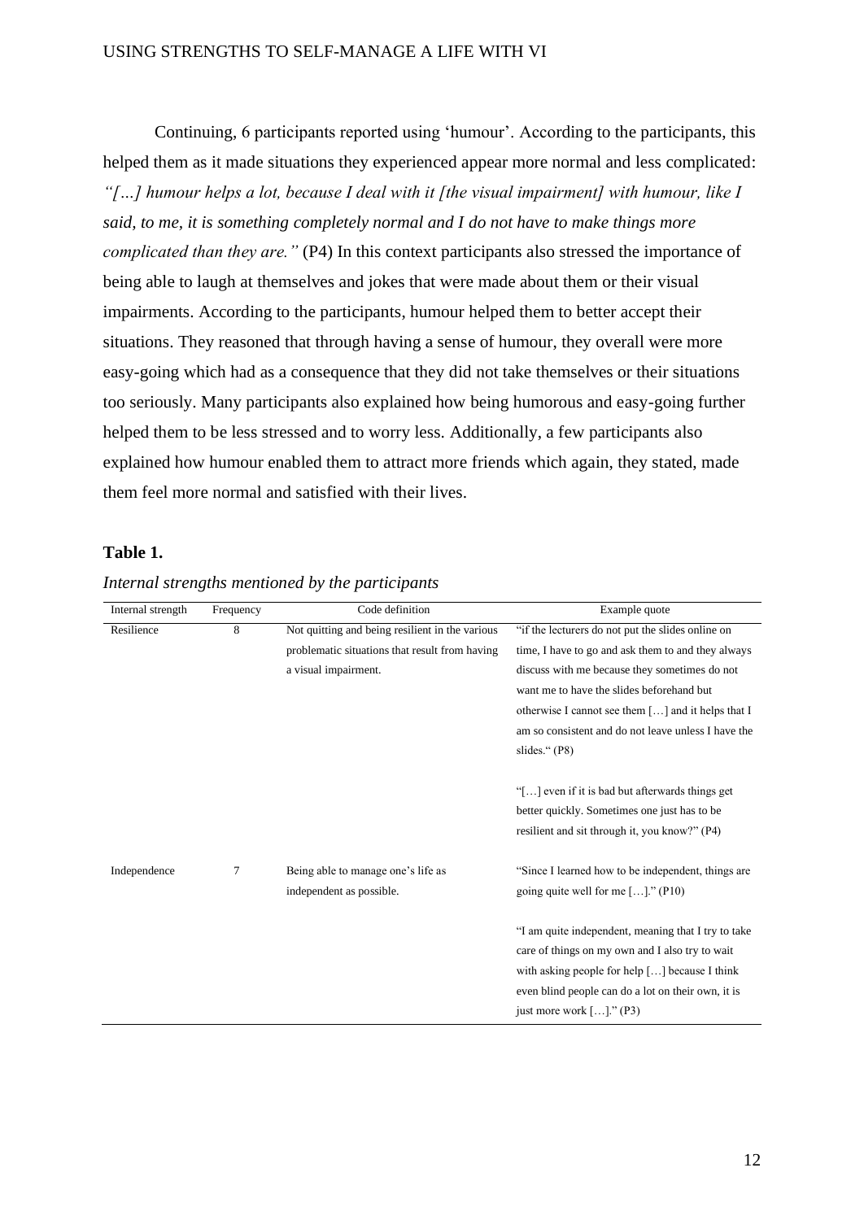Continuing, 6 participants reported using 'humour'. According to the participants, this helped them as it made situations they experienced appear more normal and less complicated: *"[…] humour helps a lot, because I deal with it [the visual impairment] with humour, like I said, to me, it is something completely normal and I do not have to make things more complicated than they are."* (P4) In this context participants also stressed the importance of being able to laugh at themselves and jokes that were made about them or their visual impairments. According to the participants, humour helped them to better accept their situations. They reasoned that through having a sense of humour, they overall were more easy-going which had as a consequence that they did not take themselves or their situations too seriously. Many participants also explained how being humorous and easy-going further helped them to be less stressed and to worry less. Additionally, a few participants also explained how humour enabled them to attract more friends which again, they stated, made them feel more normal and satisfied with their lives.

**Table 1.**

*Internal strengths mentioned by the participants*

| Internal strength | Frequency | Code definition | Example quote |
|---|---|---|---|
| Resilience | 8 | Not quitting and being resilient in the various problematic situations that result from having a visual impairment. | "if the lecturers do not put the slides online on time, I have to go and ask them to and they always discuss with me because they sometimes do not want me to have the slides beforehand but otherwise I cannot see them […] and it helps that I am so consistent and do not leave unless I have the slides." (P8)<br><br>"[…] even if it is bad but afterwards things get better quickly. Sometimes one just has to be resilient and sit through it, you know?" (P4) |
| Independence | 7 | Being able to manage one's life as independent as possible. | "Since I learned how to be independent, things are going quite well for me […]." (P10)<br><br>"I am quite independent, meaning that I try to take care of things on my own and I also try to wait with asking people for help […] because I think even blind people can do a lot on their own, it is just more work […]." (P3) |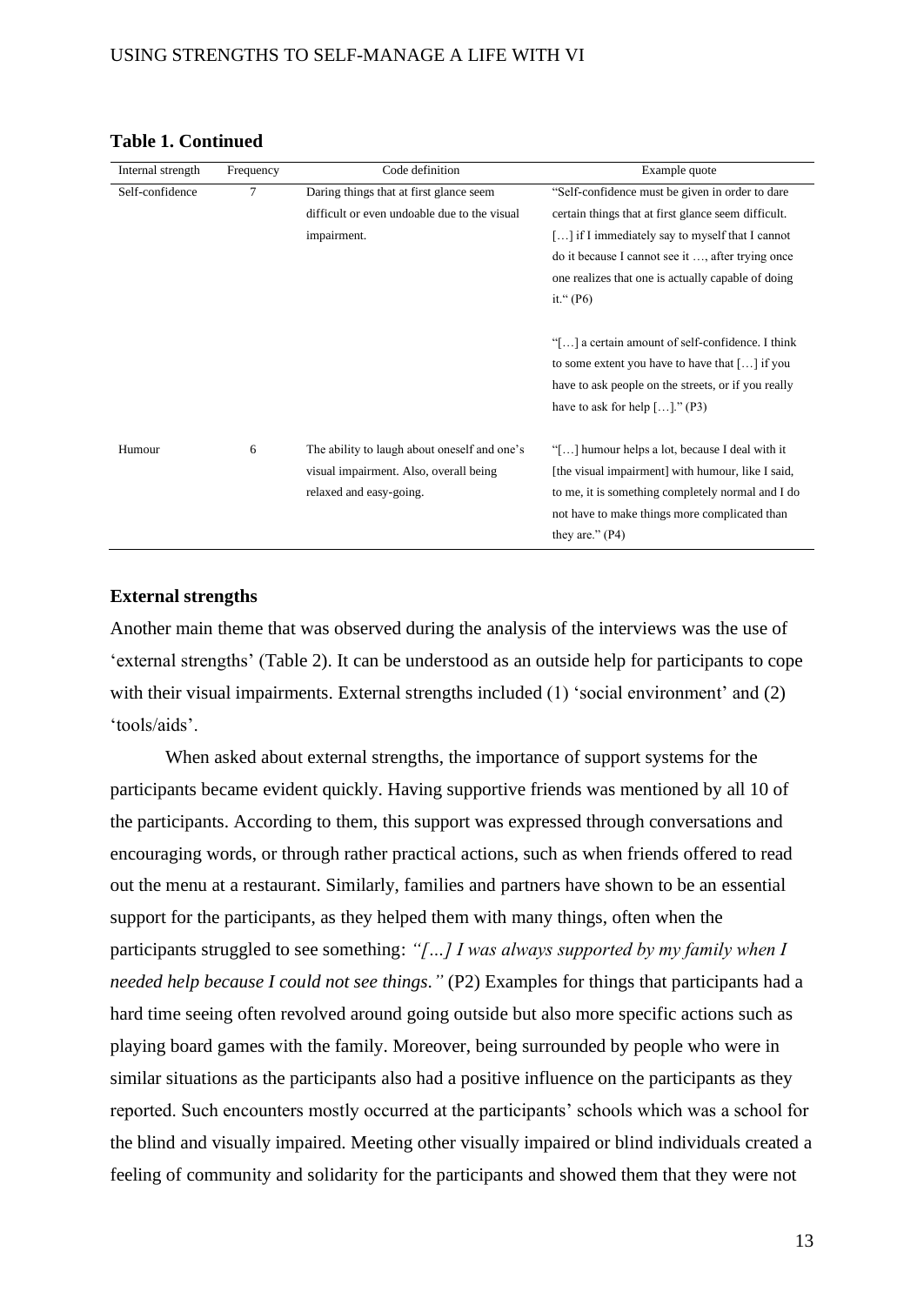**Table 1. Continued**

| Internal strength | Frequency | Code definition | Example quote |
|---|---|---|---|
| Self-confidence | 7 | Daring things that at first glance seem difficult or even undoable due to the visual impairment. | "Self-confidence must be given in order to dare certain things that at first glance seem difficult. […] if I immediately say to myself that I cannot do it because I cannot see it …, after trying once one realizes that one is actually capable of doing it." (P6)<br><br>"[…] a certain amount of self-confidence. I think to some extent you have to have that […] if you have to ask people on the streets, or if you really have to ask for help […]." (P3) |
| Humour | 6 | The ability to laugh about oneself and one's visual impairment. Also, overall being relaxed and easy-going. | "[…] humour helps a lot, because I deal with it [the visual impairment] with humour, like I said, to me, it is something completely normal and I do not have to make things more complicated than they are." (P4) |

## External strengths

Another main theme that was observed during the analysis of the interviews was the use of 'external strengths' (Table 2). It can be understood as an outside help for participants to cope with their visual impairments. External strengths included (1) 'social environment' and (2) 'tools/aids'.

When asked about external strengths, the importance of support systems for the participants became evident quickly. Having supportive friends was mentioned by all 10 of the participants. According to them, this support was expressed through conversations and encouraging words, or through rather practical actions, such as when friends offered to read out the menu at a restaurant. Similarly, families and partners have shown to be an essential support for the participants, as they helped them with many things, often when the participants struggled to see something: *"[…] I was always supported by my family when I needed help because I could not see things."* (P2) Examples for things that participants had a hard time seeing often revolved around going outside but also more specific actions such as playing board games with the family. Moreover, being surrounded by people who were in similar situations as the participants also had a positive influence on the participants as they reported. Such encounters mostly occurred at the participants' schools which was a school for the blind and visually impaired. Meeting other visually impaired or blind individuals created a feeling of community and solidarity for the participants and showed them that they were not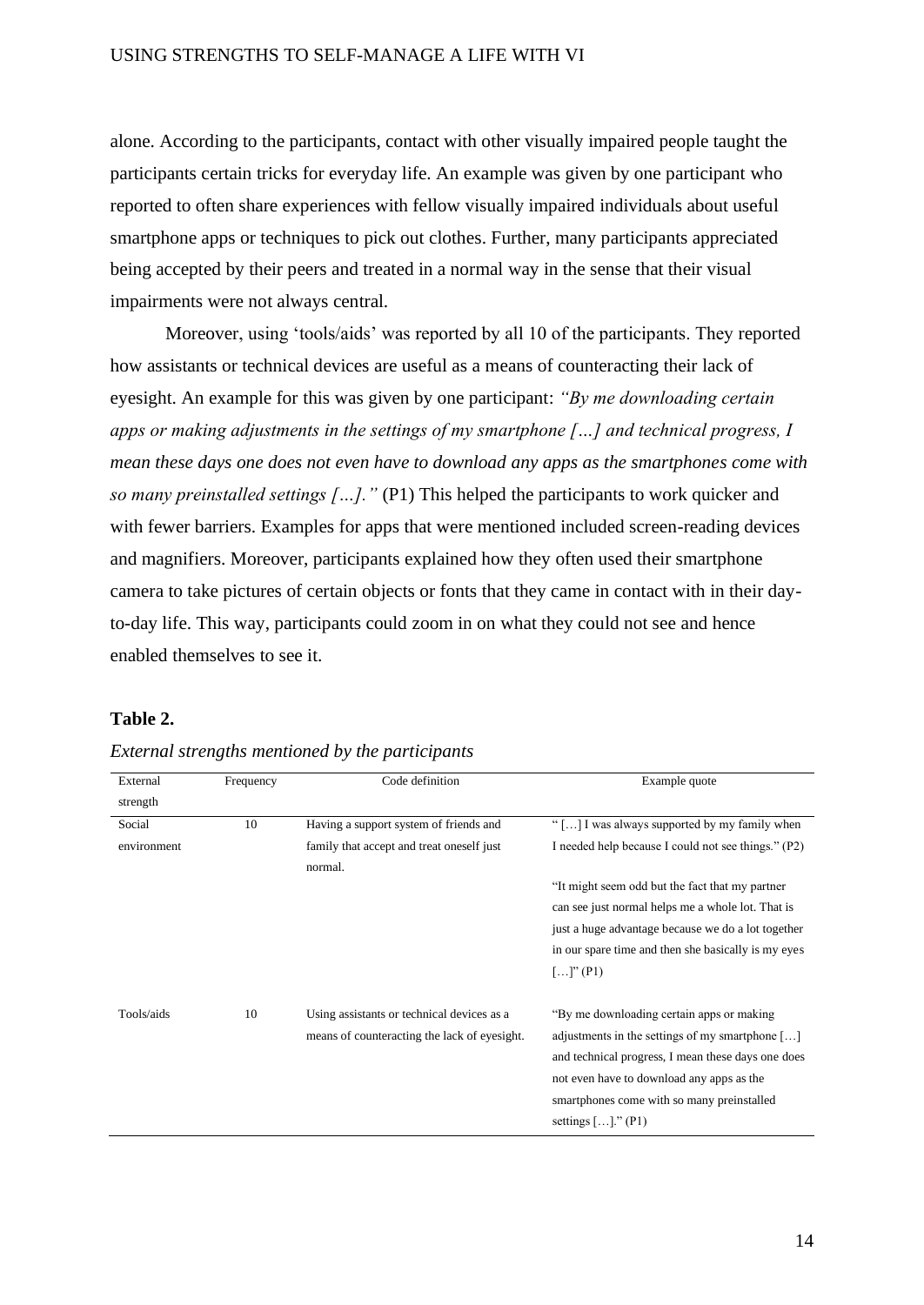alone. According to the participants, contact with other visually impaired people taught the participants certain tricks for everyday life. An example was given by one participant who reported to often share experiences with fellow visually impaired individuals about useful smartphone apps or techniques to pick out clothes. Further, many participants appreciated being accepted by their peers and treated in a normal way in the sense that their visual impairments were not always central.

Moreover, using 'tools/aids' was reported by all 10 of the participants. They reported how assistants or technical devices are useful as a means of counteracting their lack of eyesight. An example for this was given by one participant: *"By me downloading certain apps or making adjustments in the settings of my smartphone […] and technical progress, I mean these days one does not even have to download any apps as the smartphones come with so many preinstalled settings […]."* (P1) This helped the participants to work quicker and with fewer barriers. Examples for apps that were mentioned included screen-reading devices and magnifiers. Moreover, participants explained how they often used their smartphone camera to take pictures of certain objects or fonts that they came in contact with in their day-to-day life. This way, participants could zoom in on what they could not see and hence enabled themselves to see it.

**Table 2.**

*External strengths mentioned by the participants*

| External strength | Frequency | Code definition | Example quote |
|---|---|---|---|
| Social environment | 10 | Having a support system of friends and family that accept and treat oneself just normal. | " […] I was always supported by my family when I needed help because I could not see things." (P2)<br><br>"It might seem odd but the fact that my partner can see just normal helps me a whole lot. That is just a huge advantage because we do a lot together in our spare time and then she basically is my eyes […]" (P1) |
| Tools/aids | 10 | Using assistants or technical devices as a means of counteracting the lack of eyesight. | "By me downloading certain apps or making adjustments in the settings of my smartphone […] and technical progress, I mean these days one does not even have to download any apps as the smartphones come with so many preinstalled settings […]." (P1) |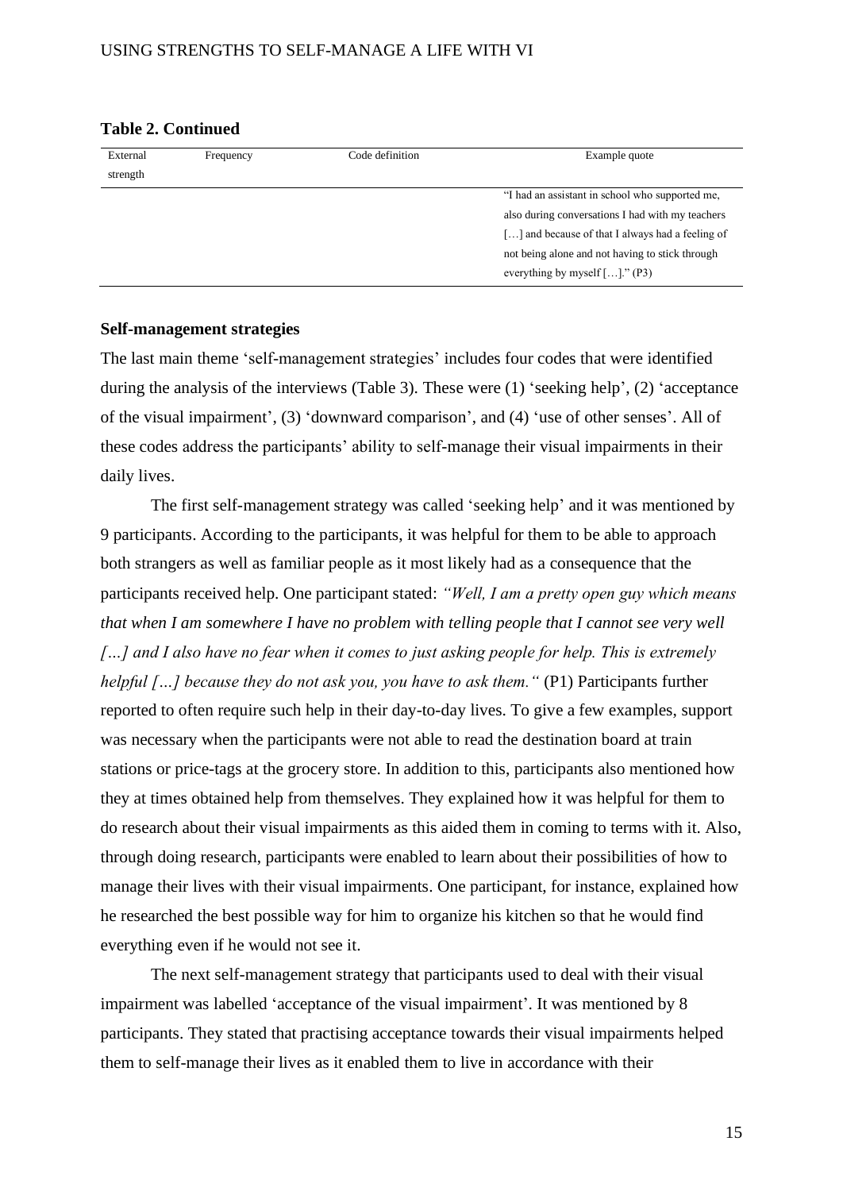**Table 2. Continued**

| External strength | Frequency | Code definition | Example quote |
|---|---|---|---|
| | | | "I had an assistant in school who supported me, also during conversations I had with my teachers […] and because of that I always had a feeling of not being alone and not having to stick through everything by myself […]." (P3) |

**Self-management strategies**

The last main theme 'self-management strategies' includes four codes that were identified during the analysis of the interviews (Table 3). These were (1) 'seeking help', (2) 'acceptance of the visual impairment', (3) 'downward comparison', and (4) 'use of other senses'. All of these codes address the participants' ability to self-manage their visual impairments in their daily lives.

The first self-management strategy was called 'seeking help' and it was mentioned by 9 participants. According to the participants, it was helpful for them to be able to approach both strangers as well as familiar people as it most likely had as a consequence that the participants received help. One participant stated: *"Well, I am a pretty open guy which means that when I am somewhere I have no problem with telling people that I cannot see very well […] and I also have no fear when it comes to just asking people for help. This is extremely helpful […] because they do not ask you, you have to ask them."* (P1) Participants further reported to often require such help in their day-to-day lives. To give a few examples, support was necessary when the participants were not able to read the destination board at train stations or price-tags at the grocery store. In addition to this, participants also mentioned how they at times obtained help from themselves. They explained how it was helpful for them to do research about their visual impairments as this aided them in coming to terms with it. Also, through doing research, participants were enabled to learn about their possibilities of how to manage their lives with their visual impairments. One participant, for instance, explained how he researched the best possible way for him to organize his kitchen so that he would find everything even if he would not see it.

The next self-management strategy that participants used to deal with their visual impairment was labelled 'acceptance of the visual impairment'. It was mentioned by 8 participants. They stated that practising acceptance towards their visual impairments helped them to self-manage their lives as it enabled them to live in accordance with their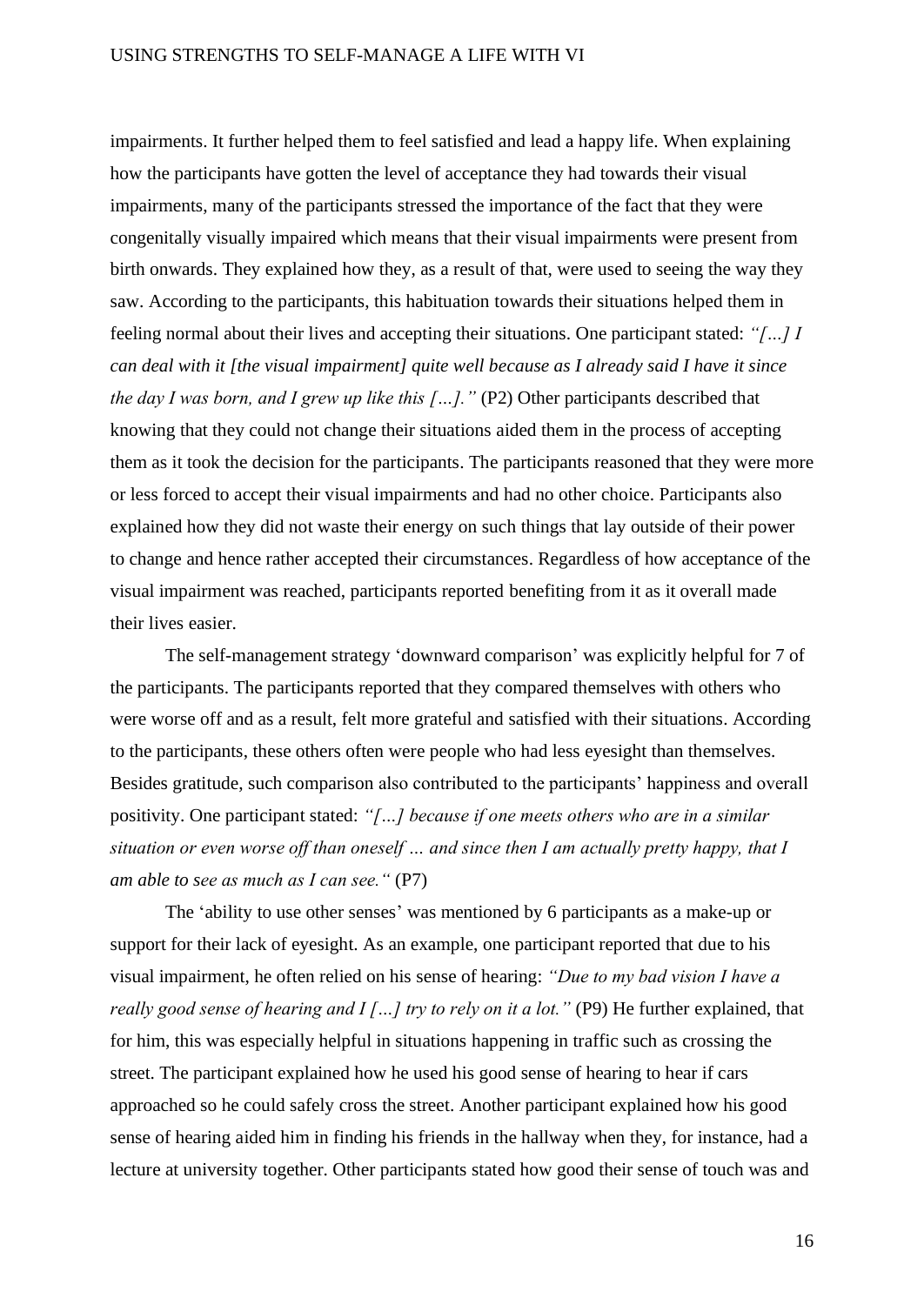impairments. It further helped them to feel satisfied and lead a happy life. When explaining how the participants have gotten the level of acceptance they had towards their visual impairments, many of the participants stressed the importance of the fact that they were congenitally visually impaired which means that their visual impairments were present from birth onwards. They explained how they, as a result of that, were used to seeing the way they saw. According to the participants, this habituation towards their situations helped them in feeling normal about their lives and accepting their situations. One participant stated: *"[…] I can deal with it [the visual impairment] quite well because as I already said I have it since the day I was born, and I grew up like this […]."* (P2) Other participants described that knowing that they could not change their situations aided them in the process of accepting them as it took the decision for the participants. The participants reasoned that they were more or less forced to accept their visual impairments and had no other choice. Participants also explained how they did not waste their energy on such things that lay outside of their power to change and hence rather accepted their circumstances. Regardless of how acceptance of the visual impairment was reached, participants reported benefiting from it as it overall made their lives easier.

The self-management strategy 'downward comparison' was explicitly helpful for 7 of the participants. The participants reported that they compared themselves with others who were worse off and as a result, felt more grateful and satisfied with their situations. According to the participants, these others often were people who had less eyesight than themselves. Besides gratitude, such comparison also contributed to the participants' happiness and overall positivity. One participant stated: *"[…] because if one meets others who are in a similar situation or even worse off than oneself … and since then I am actually pretty happy, that I am able to see as much as I can see."* (P7)

The 'ability to use other senses' was mentioned by 6 participants as a make-up or support for their lack of eyesight. As an example, one participant reported that due to his visual impairment, he often relied on his sense of hearing: *"Due to my bad vision I have a really good sense of hearing and I […] try to rely on it a lot."* (P9) He further explained, that for him, this was especially helpful in situations happening in traffic such as crossing the street. The participant explained how he used his good sense of hearing to hear if cars approached so he could safely cross the street. Another participant explained how his good sense of hearing aided him in finding his friends in the hallway when they, for instance, had a lecture at university together. Other participants stated how good their sense of touch was and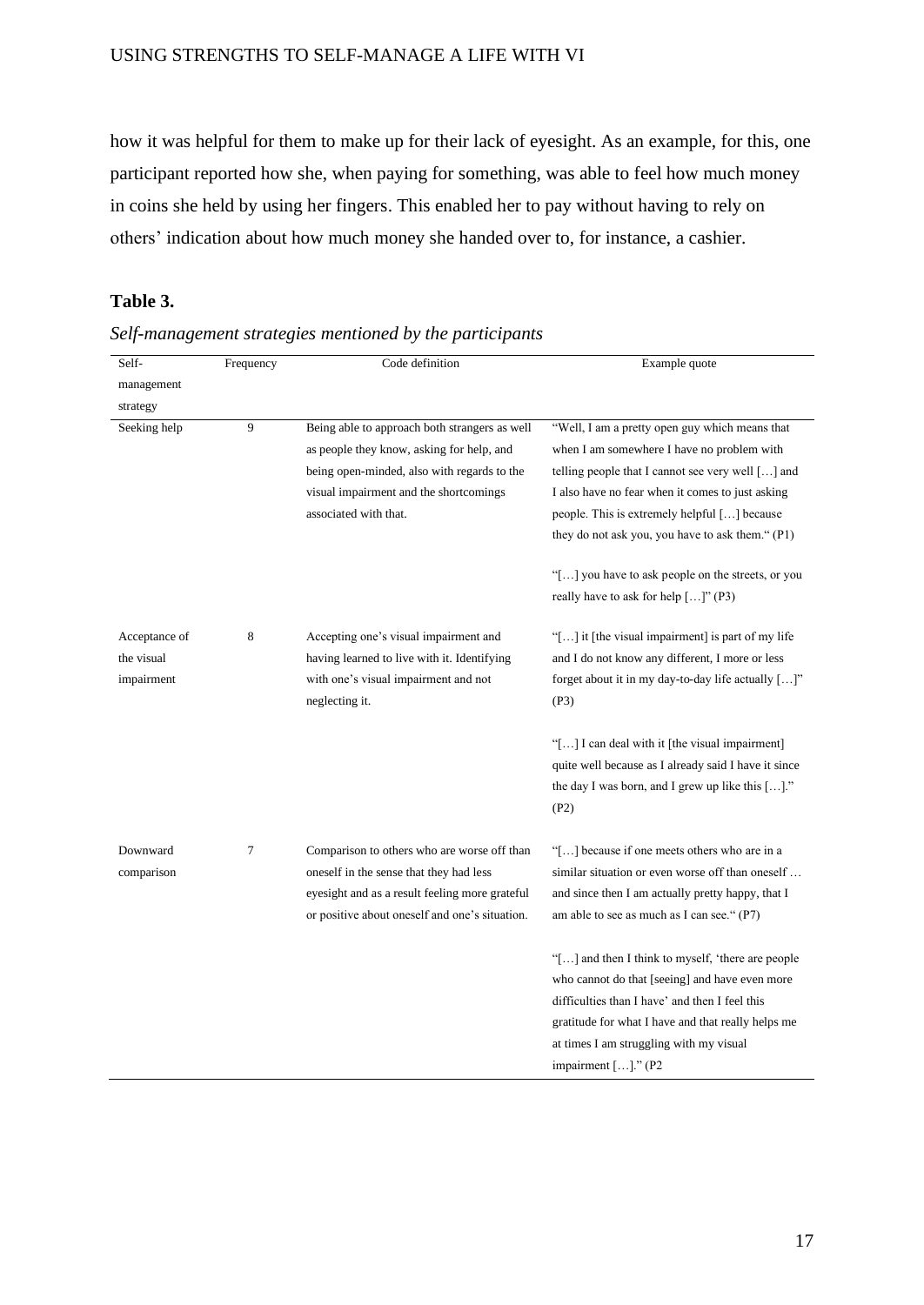how it was helpful for them to make up for their lack of eyesight. As an example, for this, one participant reported how she, when paying for something, was able to feel how much money in coins she held by using her fingers. This enabled her to pay without having to rely on others' indication about how much money she handed over to, for instance, a cashier.

**Table 3.**

*Self-management strategies mentioned by the participants*

| Self-management strategy | Frequency | Code definition | Example quote |
|---|---|---|---|
| Seeking help | 9 | Being able to approach both strangers as well as people they know, asking for help, and being open-minded, also with regards to the visual impairment and the shortcomings associated with that. | "Well, I am a pretty open guy which means that when I am somewhere I have no problem with telling people that I cannot see very well […] and I also have no fear when it comes to just asking people. This is extremely helpful […] because they do not ask you, you have to ask them." (P1)<br><br>"[…] you have to ask people on the streets, or you really have to ask for help […]" (P3) |
| Acceptance of the visual impairment | 8 | Accepting one's visual impairment and having learned to live with it. Identifying with one's visual impairment and not neglecting it. | "[…] it [the visual impairment] is part of my life and I do not know any different, I more or less forget about it in my day-to-day life actually […]" (P3)<br><br>"[…] I can deal with it [the visual impairment] quite well because as I already said I have it since the day I was born, and I grew up like this […]." (P2) |
| Downward comparison | 7 | Comparison to others who are worse off than oneself in the sense that they had less eyesight and as a result feeling more grateful or positive about oneself and one's situation. | "[…] because if one meets others who are in a similar situation or even worse off than oneself … and since then I am actually pretty happy, that I am able to see as much as I can see." (P7)<br><br>"[…] and then I think to myself, 'there are people who cannot do that [seeing] and have even more difficulties than I have' and then I feel this gratitude for what I have and that really helps me at times I am struggling with my visual impairment […]." (P2 |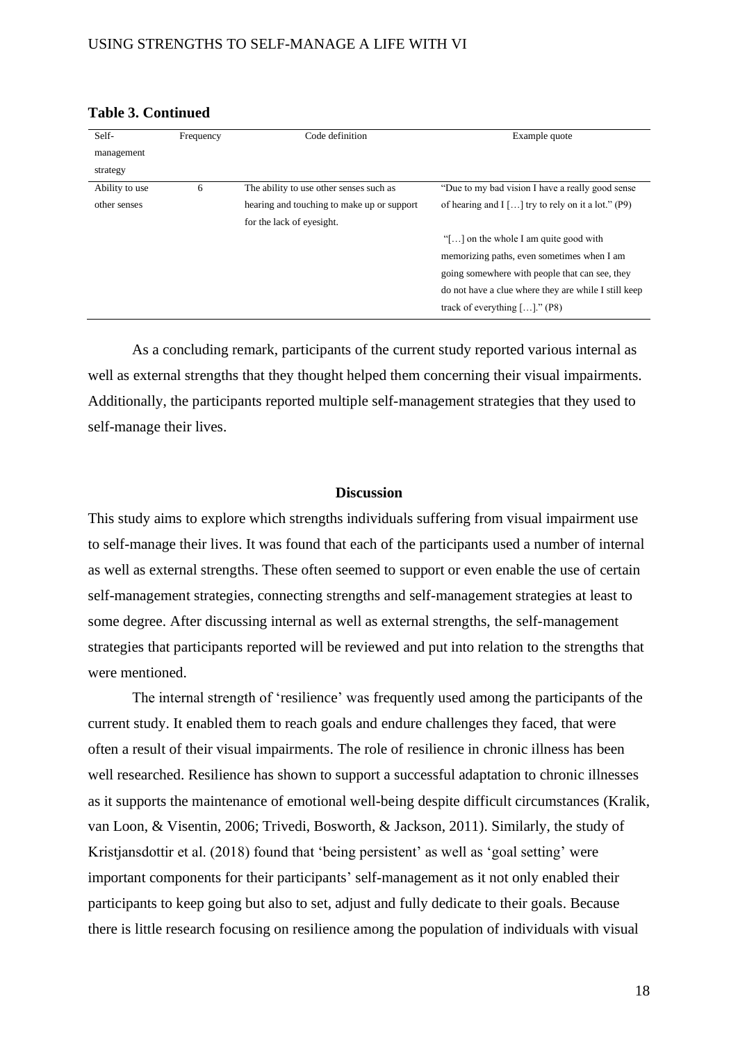**Table 3. Continued**

| Self-management strategy | Frequency | Code definition | Example quote |
|---|---|---|---|
| Ability to use other senses | 6 | The ability to use other senses such as hearing and touching to make up or support for the lack of eyesight. | "Due to my bad vision I have a really good sense of hearing and I […] try to rely on it a lot." (P9)<br><br>"[…] on the whole I am quite good with memorizing paths, even sometimes when I am going somewhere with people that can see, they do not have a clue where they are while I still keep track of everything […]." (P8) |

As a concluding remark, participants of the current study reported various internal as well as external strengths that they thought helped them concerning their visual impairments. Additionally, the participants reported multiple self-management strategies that they used to self-manage their lives.

## Discussion

This study aims to explore which strengths individuals suffering from visual impairment use to self-manage their lives. It was found that each of the participants used a number of internal as well as external strengths. These often seemed to support or even enable the use of certain self-management strategies, connecting strengths and self-management strategies at least to some degree. After discussing internal as well as external strengths, the self-management strategies that participants reported will be reviewed and put into relation to the strengths that were mentioned.

The internal strength of 'resilience' was frequently used among the participants of the current study. It enabled them to reach goals and endure challenges they faced, that were often a result of their visual impairments. The role of resilience in chronic illness has been well researched. Resilience has shown to support a successful adaptation to chronic illnesses as it supports the maintenance of emotional well-being despite difficult circumstances (Kralik, van Loon, & Visentin, 2006; Trivedi, Bosworth, & Jackson, 2011). Similarly, the study of Kristjansdottir et al. (2018) found that 'being persistent' as well as 'goal setting' were important components for their participants' self-management as it not only enabled their participants to keep going but also to set, adjust and fully dedicate to their goals. Because there is little research focusing on resilience among the population of individuals with visual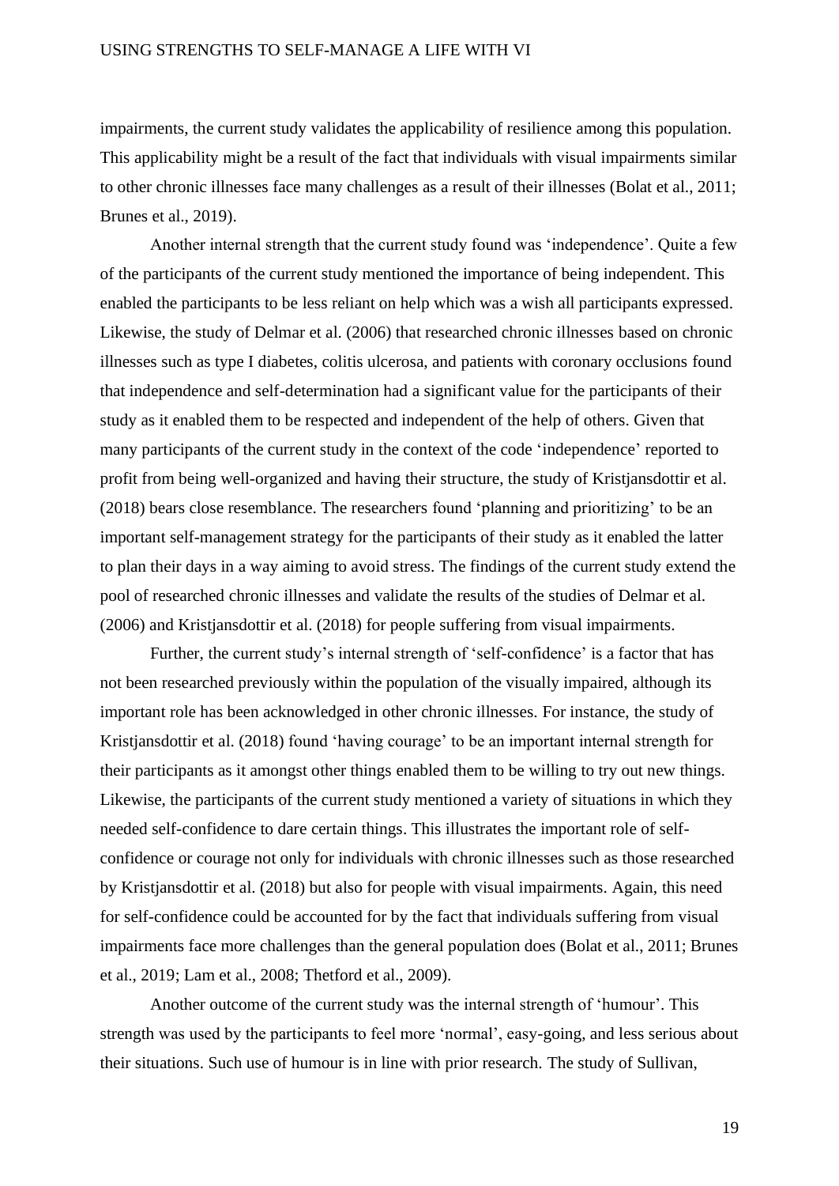impairments, the current study validates the applicability of resilience among this population. This applicability might be a result of the fact that individuals with visual impairments similar to other chronic illnesses face many challenges as a result of their illnesses (Bolat et al., 2011; Brunes et al., 2019).

Another internal strength that the current study found was 'independence'. Quite a few of the participants of the current study mentioned the importance of being independent. This enabled the participants to be less reliant on help which was a wish all participants expressed. Likewise, the study of Delmar et al. (2006) that researched chronic illnesses based on chronic illnesses such as type I diabetes, colitis ulcerosa, and patients with coronary occlusions found that independence and self-determination had a significant value for the participants of their study as it enabled them to be respected and independent of the help of others. Given that many participants of the current study in the context of the code 'independence' reported to profit from being well-organized and having their structure, the study of Kristjansdottir et al. (2018) bears close resemblance. The researchers found 'planning and prioritizing' to be an important self-management strategy for the participants of their study as it enabled the latter to plan their days in a way aiming to avoid stress. The findings of the current study extend the pool of researched chronic illnesses and validate the results of the studies of Delmar et al. (2006) and Kristjansdottir et al. (2018) for people suffering from visual impairments.

Further, the current study's internal strength of 'self-confidence' is a factor that has not been researched previously within the population of the visually impaired, although its important role has been acknowledged in other chronic illnesses. For instance, the study of Kristjansdottir et al. (2018) found 'having courage' to be an important internal strength for their participants as it amongst other things enabled them to be willing to try out new things. Likewise, the participants of the current study mentioned a variety of situations in which they needed self-confidence to dare certain things. This illustrates the important role of self-confidence or courage not only for individuals with chronic illnesses such as those researched by Kristjansdottir et al. (2018) but also for people with visual impairments. Again, this need for self-confidence could be accounted for by the fact that individuals suffering from visual impairments face more challenges than the general population does (Bolat et al., 2011; Brunes et al., 2019; Lam et al., 2008; Thetford et al., 2009).

Another outcome of the current study was the internal strength of 'humour'. This strength was used by the participants to feel more 'normal', easy-going, and less serious about their situations. Such use of humour is in line with prior research. The study of Sullivan,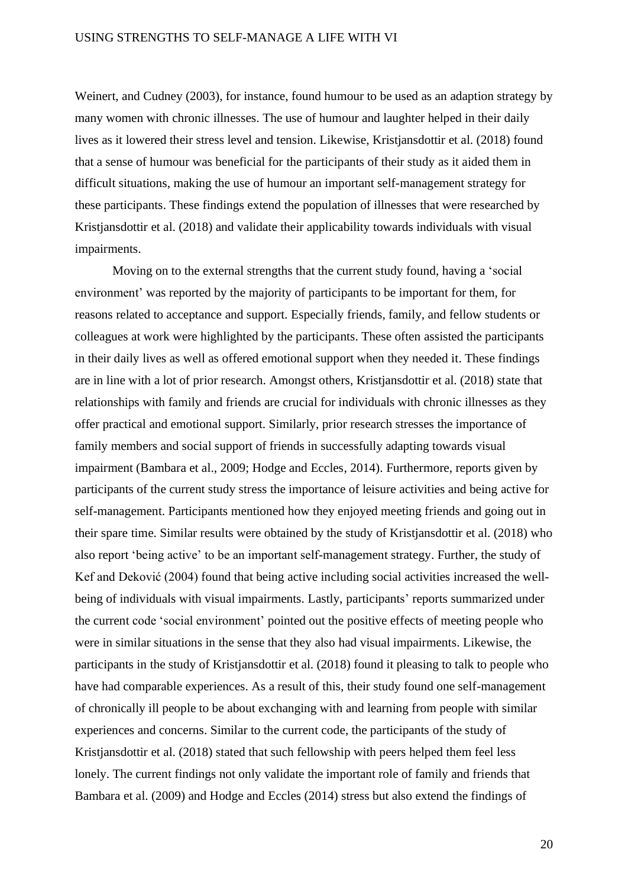Weinert, and Cudney (2003), for instance, found humour to be used as an adaption strategy by many women with chronic illnesses. The use of humour and laughter helped in their daily lives as it lowered their stress level and tension. Likewise, Kristjansdottir et al. (2018) found that a sense of humour was beneficial for the participants of their study as it aided them in difficult situations, making the use of humour an important self-management strategy for these participants. These findings extend the population of illnesses that were researched by Kristjansdottir et al. (2018) and validate their applicability towards individuals with visual impairments.

Moving on to the external strengths that the current study found, having a 'social environment' was reported by the majority of participants to be important for them, for reasons related to acceptance and support. Especially friends, family, and fellow students or colleagues at work were highlighted by the participants. These often assisted the participants in their daily lives as well as offered emotional support when they needed it. These findings are in line with a lot of prior research. Amongst others, Kristjansdottir et al. (2018) state that relationships with family and friends are crucial for individuals with chronic illnesses as they offer practical and emotional support. Similarly, prior research stresses the importance of family members and social support of friends in successfully adapting towards visual impairment (Bambara et al., 2009; Hodge and Eccles, 2014). Furthermore, reports given by participants of the current study stress the importance of leisure activities and being active for self-management. Participants mentioned how they enjoyed meeting friends and going out in their spare time. Similar results were obtained by the study of Kristjansdottir et al. (2018) who also report 'being active' to be an important self-management strategy. Further, the study of Kef and Deković (2004) found that being active including social activities increased the well-being of individuals with visual impairments. Lastly, participants' reports summarized under the current code 'social environment' pointed out the positive effects of meeting people who were in similar situations in the sense that they also had visual impairments. Likewise, the participants in the study of Kristjansdottir et al. (2018) found it pleasing to talk to people who have had comparable experiences. As a result of this, their study found one self-management of chronically ill people to be about exchanging with and learning from people with similar experiences and concerns. Similar to the current code, the participants of the study of Kristjansdottir et al. (2018) stated that such fellowship with peers helped them feel less lonely. The current findings not only validate the important role of family and friends that Bambara et al. (2009) and Hodge and Eccles (2014) stress but also extend the findings of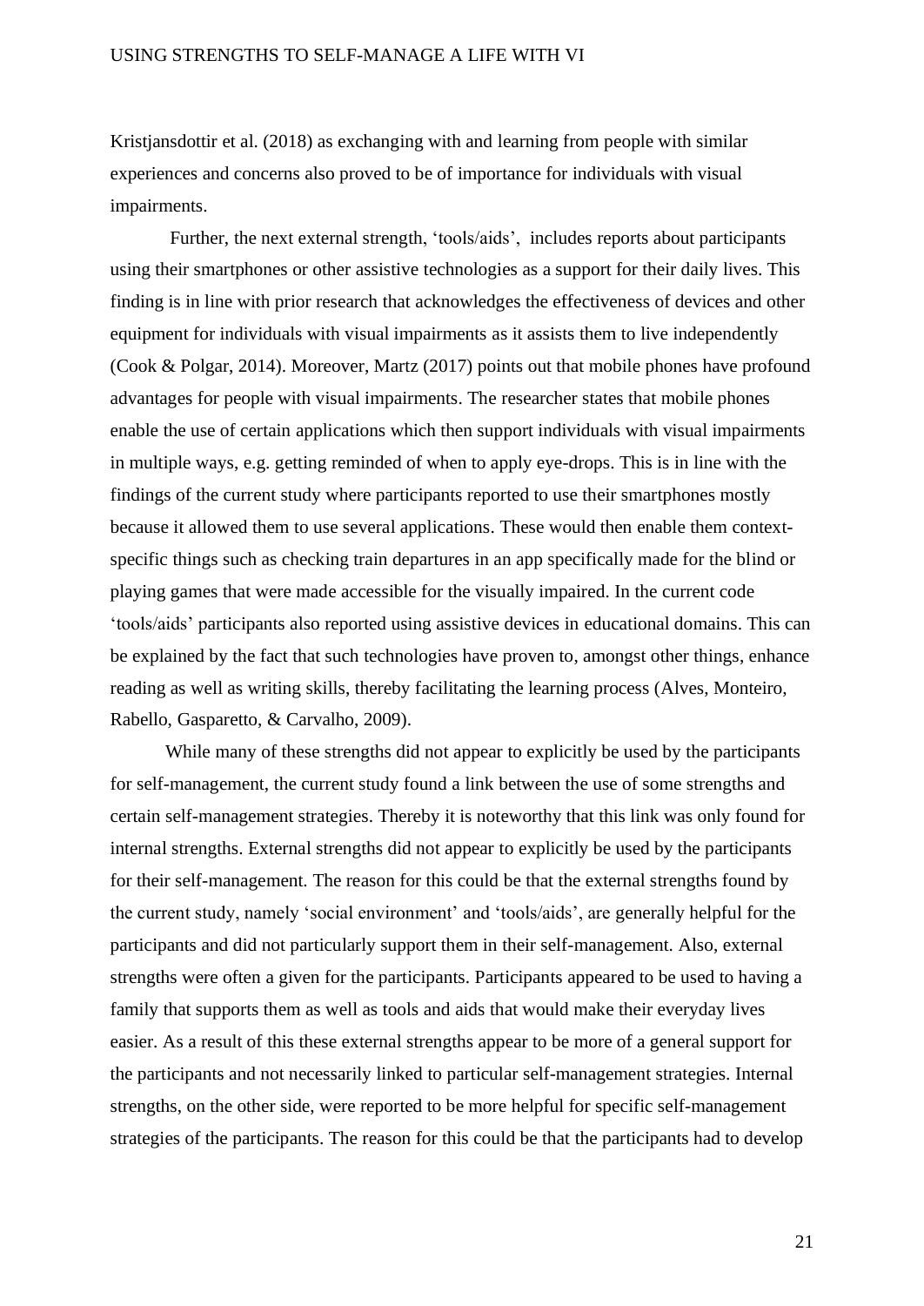Kristjansdottir et al. (2018) as exchanging with and learning from people with similar experiences and concerns also proved to be of importance for individuals with visual impairments.

Further, the next external strength, 'tools/aids', includes reports about participants using their smartphones or other assistive technologies as a support for their daily lives. This finding is in line with prior research that acknowledges the effectiveness of devices and other equipment for individuals with visual impairments as it assists them to live independently (Cook & Polgar, 2014). Moreover, Martz (2017) points out that mobile phones have profound advantages for people with visual impairments. The researcher states that mobile phones enable the use of certain applications which then support individuals with visual impairments in multiple ways, e.g. getting reminded of when to apply eye-drops. This is in line with the findings of the current study where participants reported to use their smartphones mostly because it allowed them to use several applications. These would then enable them context-specific things such as checking train departures in an app specifically made for the blind or playing games that were made accessible for the visually impaired. In the current code 'tools/aids' participants also reported using assistive devices in educational domains. This can be explained by the fact that such technologies have proven to, amongst other things, enhance reading as well as writing skills, thereby facilitating the learning process (Alves, Monteiro, Rabello, Gasparetto, & Carvalho, 2009).

While many of these strengths did not appear to explicitly be used by the participants for self-management, the current study found a link between the use of some strengths and certain self-management strategies. Thereby it is noteworthy that this link was only found for internal strengths. External strengths did not appear to explicitly be used by the participants for their self-management. The reason for this could be that the external strengths found by the current study, namely 'social environment' and 'tools/aids', are generally helpful for the participants and did not particularly support them in their self-management. Also, external strengths were often a given for the participants. Participants appeared to be used to having a family that supports them as well as tools and aids that would make their everyday lives easier. As a result of this these external strengths appear to be more of a general support for the participants and not necessarily linked to particular self-management strategies. Internal strengths, on the other side, were reported to be more helpful for specific self-management strategies of the participants. The reason for this could be that the participants had to develop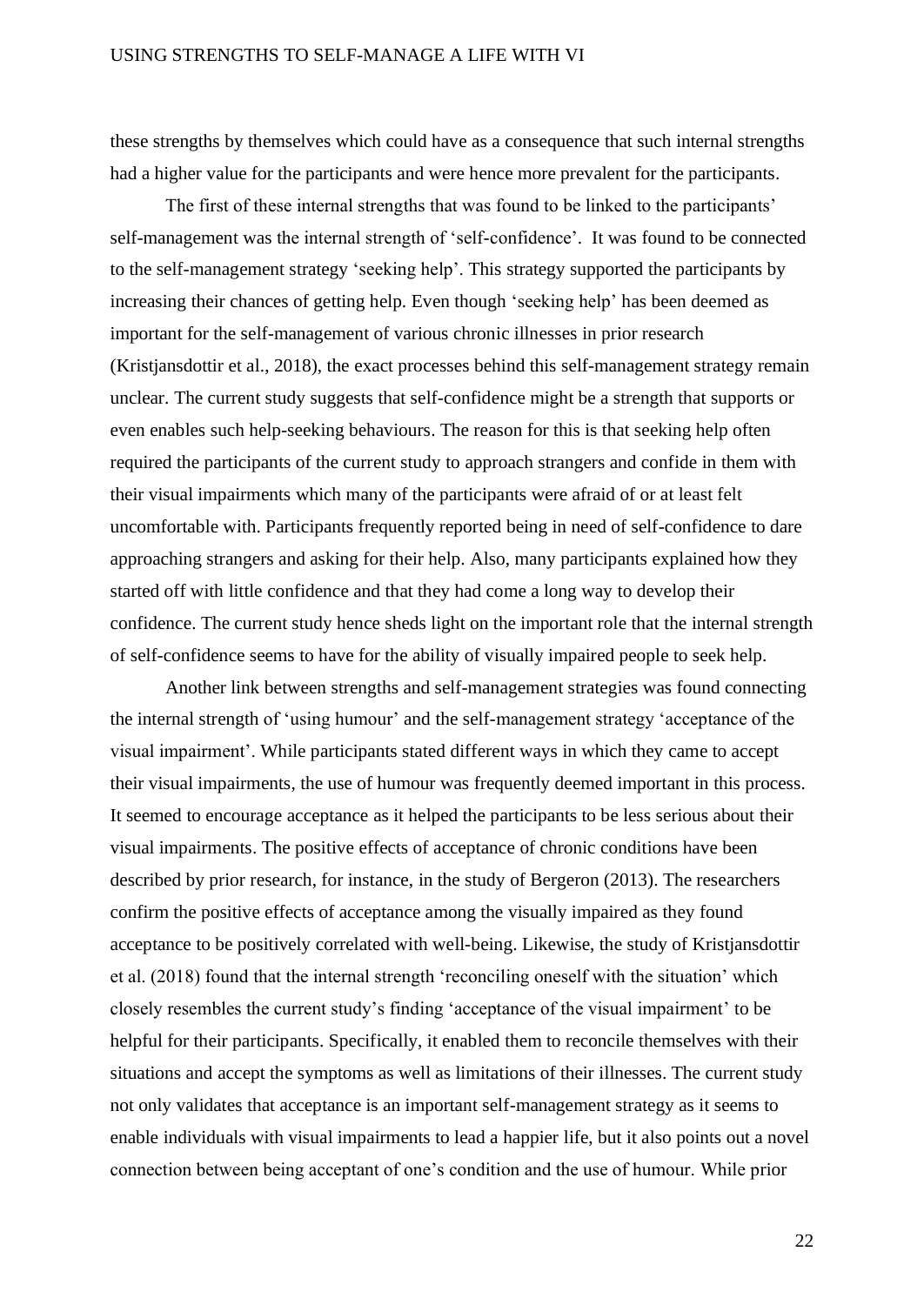these strengths by themselves which could have as a consequence that such internal strengths had a higher value for the participants and were hence more prevalent for the participants.

The first of these internal strengths that was found to be linked to the participants' self-management was the internal strength of 'self-confidence'. It was found to be connected to the self-management strategy 'seeking help'. This strategy supported the participants by increasing their chances of getting help. Even though 'seeking help' has been deemed as important for the self-management of various chronic illnesses in prior research (Kristjansdottir et al., 2018), the exact processes behind this self-management strategy remain unclear. The current study suggests that self-confidence might be a strength that supports or even enables such help-seeking behaviours. The reason for this is that seeking help often required the participants of the current study to approach strangers and confide in them with their visual impairments which many of the participants were afraid of or at least felt uncomfortable with. Participants frequently reported being in need of self-confidence to dare approaching strangers and asking for their help. Also, many participants explained how they started off with little confidence and that they had come a long way to develop their confidence. The current study hence sheds light on the important role that the internal strength of self-confidence seems to have for the ability of visually impaired people to seek help.

Another link between strengths and self-management strategies was found connecting the internal strength of 'using humour' and the self-management strategy 'acceptance of the visual impairment'. While participants stated different ways in which they came to accept their visual impairments, the use of humour was frequently deemed important in this process. It seemed to encourage acceptance as it helped the participants to be less serious about their visual impairments. The positive effects of acceptance of chronic conditions have been described by prior research, for instance, in the study of Bergeron (2013). The researchers confirm the positive effects of acceptance among the visually impaired as they found acceptance to be positively correlated with well-being. Likewise, the study of Kristjansdottir et al. (2018) found that the internal strength 'reconciling oneself with the situation' which closely resembles the current study's finding 'acceptance of the visual impairment' to be helpful for their participants. Specifically, it enabled them to reconcile themselves with their situations and accept the symptoms as well as limitations of their illnesses. The current study not only validates that acceptance is an important self-management strategy as it seems to enable individuals with visual impairments to lead a happier life, but it also points out a novel connection between being acceptant of one's condition and the use of humour. While prior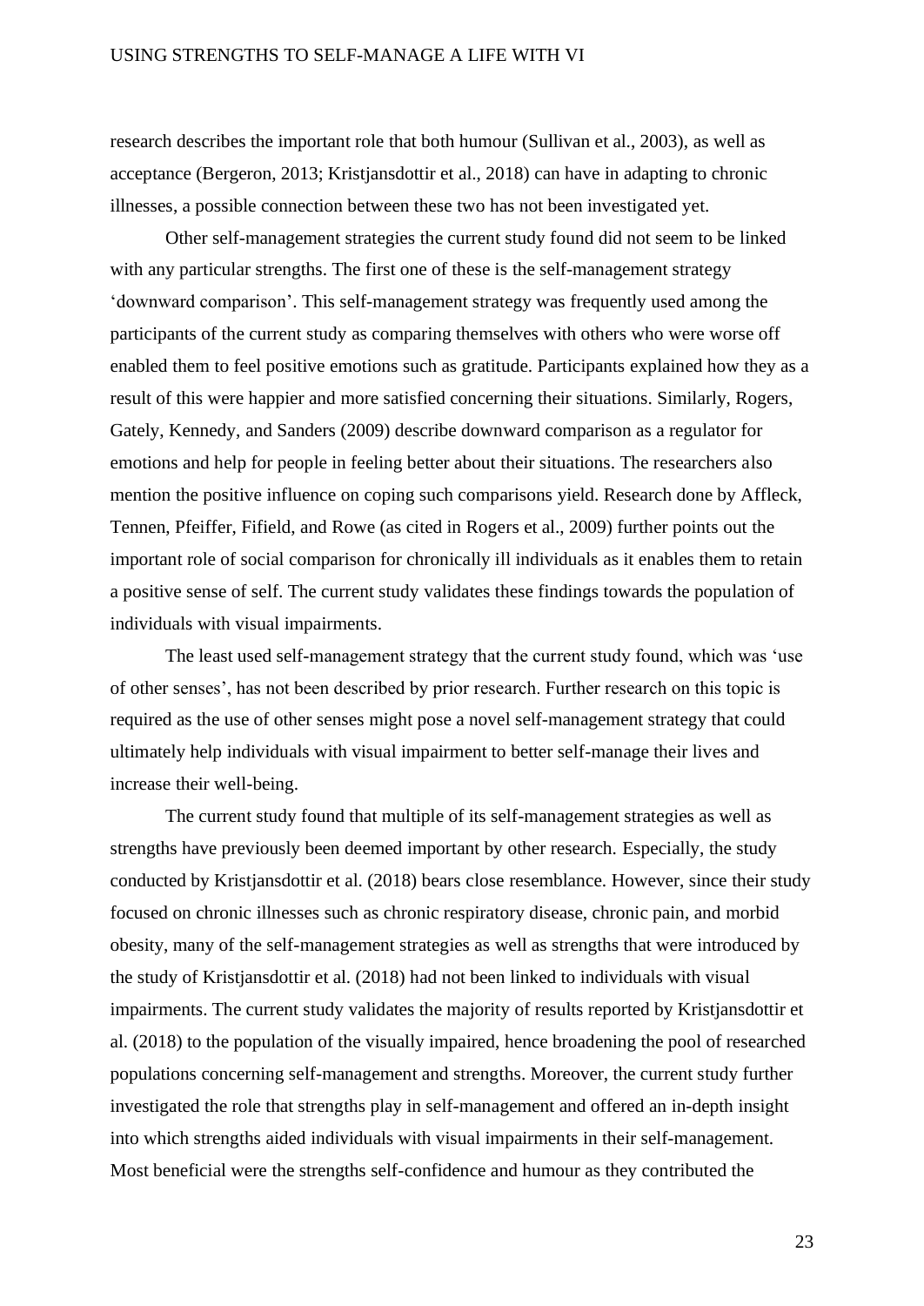research describes the important role that both humour (Sullivan et al., 2003), as well as acceptance (Bergeron, 2013; Kristjansdottir et al., 2018) can have in adapting to chronic illnesses, a possible connection between these two has not been investigated yet.

Other self-management strategies the current study found did not seem to be linked with any particular strengths. The first one of these is the self-management strategy 'downward comparison'. This self-management strategy was frequently used among the participants of the current study as comparing themselves with others who were worse off enabled them to feel positive emotions such as gratitude. Participants explained how they as a result of this were happier and more satisfied concerning their situations. Similarly, Rogers, Gately, Kennedy, and Sanders (2009) describe downward comparison as a regulator for emotions and help for people in feeling better about their situations. The researchers also mention the positive influence on coping such comparisons yield. Research done by Affleck, Tennen, Pfeiffer, Fifield, and Rowe (as cited in Rogers et al., 2009) further points out the important role of social comparison for chronically ill individuals as it enables them to retain a positive sense of self. The current study validates these findings towards the population of individuals with visual impairments.

The least used self-management strategy that the current study found, which was 'use of other senses', has not been described by prior research. Further research on this topic is required as the use of other senses might pose a novel self-management strategy that could ultimately help individuals with visual impairment to better self-manage their lives and increase their well-being.

The current study found that multiple of its self-management strategies as well as strengths have previously been deemed important by other research. Especially, the study conducted by Kristjansdottir et al. (2018) bears close resemblance. However, since their study focused on chronic illnesses such as chronic respiratory disease, chronic pain, and morbid obesity, many of the self-management strategies as well as strengths that were introduced by the study of Kristjansdottir et al. (2018) had not been linked to individuals with visual impairments. The current study validates the majority of results reported by Kristjansdottir et al. (2018) to the population of the visually impaired, hence broadening the pool of researched populations concerning self-management and strengths. Moreover, the current study further investigated the role that strengths play in self-management and offered an in-depth insight into which strengths aided individuals with visual impairments in their self-management. Most beneficial were the strengths self-confidence and humour as they contributed the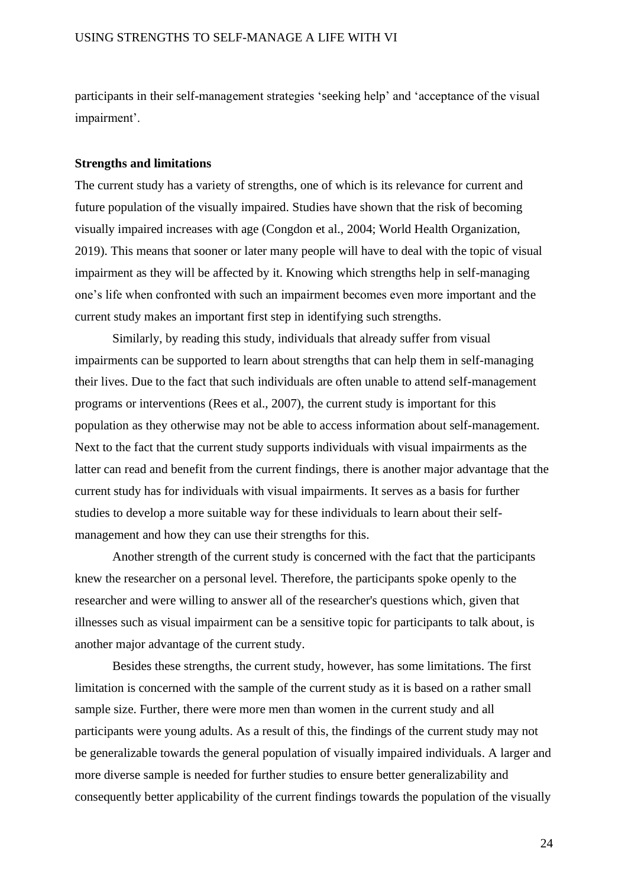participants in their self-management strategies 'seeking help' and 'acceptance of the visual impairment'.

**Strengths and limitations**

The current study has a variety of strengths, one of which is its relevance for current and future population of the visually impaired. Studies have shown that the risk of becoming visually impaired increases with age (Congdon et al., 2004; World Health Organization, 2019). This means that sooner or later many people will have to deal with the topic of visual impairment as they will be affected by it. Knowing which strengths help in self-managing one's life when confronted with such an impairment becomes even more important and the current study makes an important first step in identifying such strengths.

Similarly, by reading this study, individuals that already suffer from visual impairments can be supported to learn about strengths that can help them in self-managing their lives. Due to the fact that such individuals are often unable to attend self-management programs or interventions (Rees et al., 2007), the current study is important for this population as they otherwise may not be able to access information about self-management. Next to the fact that the current study supports individuals with visual impairments as the latter can read and benefit from the current findings, there is another major advantage that the current study has for individuals with visual impairments. It serves as a basis for further studies to develop a more suitable way for these individuals to learn about their self-management and how they can use their strengths for this.

Another strength of the current study is concerned with the fact that the participants knew the researcher on a personal level. Therefore, the participants spoke openly to the researcher and were willing to answer all of the researcher's questions which, given that illnesses such as visual impairment can be a sensitive topic for participants to talk about, is another major advantage of the current study.

Besides these strengths, the current study, however, has some limitations. The first limitation is concerned with the sample of the current study as it is based on a rather small sample size. Further, there were more men than women in the current study and all participants were young adults. As a result of this, the findings of the current study may not be generalizable towards the general population of visually impaired individuals. A larger and more diverse sample is needed for further studies to ensure better generalizability and consequently better applicability of the current findings towards the population of the visually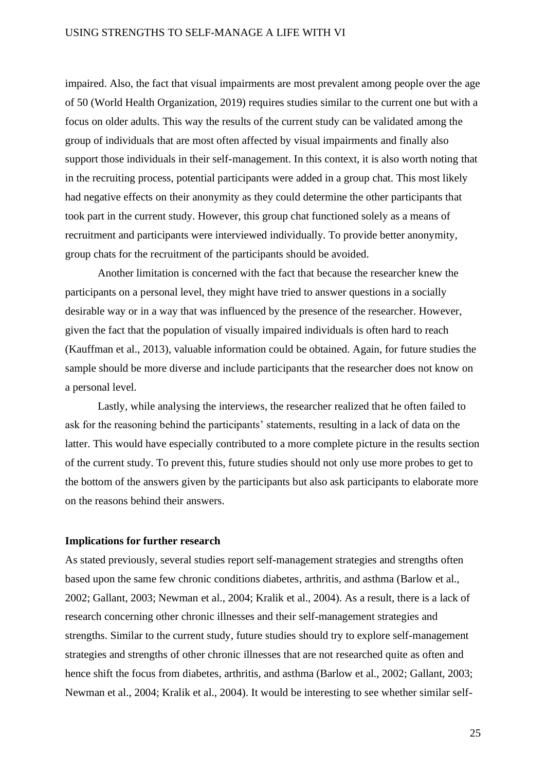impaired. Also, the fact that visual impairments are most prevalent among people over the age of 50 (World Health Organization, 2019) requires studies similar to the current one but with a focus on older adults. This way the results of the current study can be validated among the group of individuals that are most often affected by visual impairments and finally also support those individuals in their self-management. In this context, it is also worth noting that in the recruiting process, potential participants were added in a group chat. This most likely had negative effects on their anonymity as they could determine the other participants that took part in the current study. However, this group chat functioned solely as a means of recruitment and participants were interviewed individually. To provide better anonymity, group chats for the recruitment of the participants should be avoided.

Another limitation is concerned with the fact that because the researcher knew the participants on a personal level, they might have tried to answer questions in a socially desirable way or in a way that was influenced by the presence of the researcher. However, given the fact that the population of visually impaired individuals is often hard to reach (Kauffman et al., 2013), valuable information could be obtained. Again, for future studies the sample should be more diverse and include participants that the researcher does not know on a personal level.

Lastly, while analysing the interviews, the researcher realized that he often failed to ask for the reasoning behind the participants' statements, resulting in a lack of data on the latter. This would have especially contributed to a more complete picture in the results section of the current study. To prevent this, future studies should not only use more probes to get to the bottom of the answers given by the participants but also ask participants to elaborate more on the reasons behind their answers.

**Implications for further research**

As stated previously, several studies report self-management strategies and strengths often based upon the same few chronic conditions diabetes, arthritis, and asthma (Barlow et al., 2002; Gallant, 2003; Newman et al., 2004; Kralik et al., 2004). As a result, there is a lack of research concerning other chronic illnesses and their self-management strategies and strengths. Similar to the current study, future studies should try to explore self-management strategies and strengths of other chronic illnesses that are not researched quite as often and hence shift the focus from diabetes, arthritis, and asthma (Barlow et al., 2002; Gallant, 2003; Newman et al., 2004; Kralik et al., 2004). It would be interesting to see whether similar self-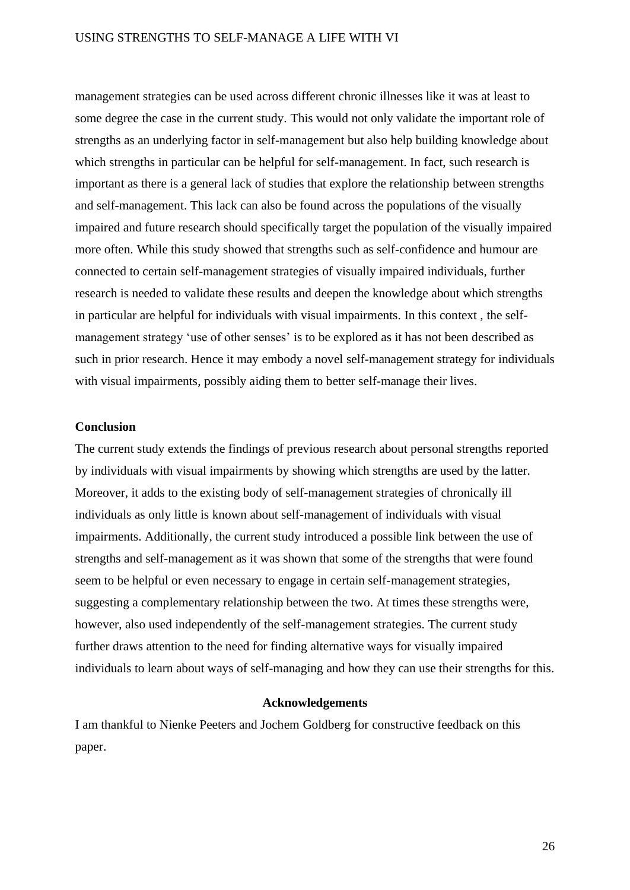management strategies can be used across different chronic illnesses like it was at least to some degree the case in the current study. This would not only validate the important role of strengths as an underlying factor in self-management but also help building knowledge about which strengths in particular can be helpful for self-management. In fact, such research is important as there is a general lack of studies that explore the relationship between strengths and self-management. This lack can also be found across the populations of the visually impaired and future research should specifically target the population of the visually impaired more often. While this study showed that strengths such as self-confidence and humour are connected to certain self-management strategies of visually impaired individuals, further research is needed to validate these results and deepen the knowledge about which strengths in particular are helpful for individuals with visual impairments. In this context , the self-management strategy 'use of other senses' is to be explored as it has not been described as such in prior research. Hence it may embody a novel self-management strategy for individuals with visual impairments, possibly aiding them to better self-manage their lives.

**Conclusion**

The current study extends the findings of previous research about personal strengths reported by individuals with visual impairments by showing which strengths are used by the latter. Moreover, it adds to the existing body of self-management strategies of chronically ill individuals as only little is known about self-management of individuals with visual impairments. Additionally, the current study introduced a possible link between the use of strengths and self-management as it was shown that some of the strengths that were found seem to be helpful or even necessary to engage in certain self-management strategies, suggesting a complementary relationship between the two. At times these strengths were, however, also used independently of the self-management strategies. The current study further draws attention to the need for finding alternative ways for visually impaired individuals to learn about ways of self-managing and how they can use their strengths for this.

**Acknowledgements**

I am thankful to Nienke Peeters and Jochem Goldberg for constructive feedback on this paper.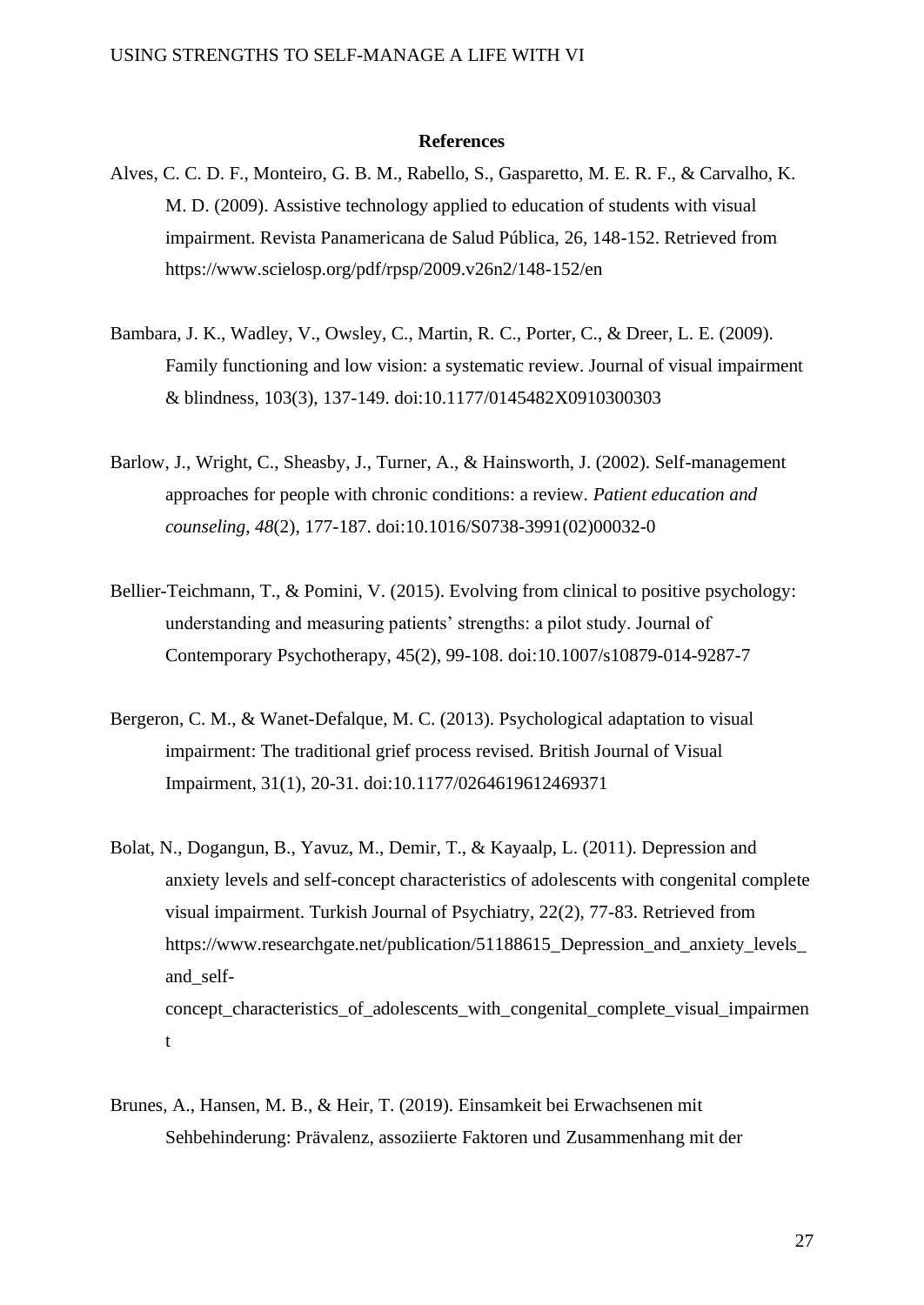**References**

Alves, C. C. D. F., Monteiro, G. B. M., Rabello, S., Gasparetto, M. E. R. F., & Carvalho, K. M. D. (2009). Assistive technology applied to education of students with visual impairment. Revista Panamericana de Salud Pública, 26, 148-152. Retrieved from https://www.scielosp.org/pdf/rpsp/2009.v26n2/148-152/en

Bambara, J. K., Wadley, V., Owsley, C., Martin, R. C., Porter, C., & Dreer, L. E. (2009). Family functioning and low vision: a systematic review. Journal of visual impairment & blindness, 103(3), 137-149. doi:10.1177/0145482X0910300303

Barlow, J., Wright, C., Sheasby, J., Turner, A., & Hainsworth, J. (2002). Self-management approaches for people with chronic conditions: a review. *Patient education and counseling*, *48*(2), 177-187. doi:10.1016/S0738-3991(02)00032-0

Bellier-Teichmann, T., & Pomini, V. (2015). Evolving from clinical to positive psychology: understanding and measuring patients' strengths: a pilot study. Journal of Contemporary Psychotherapy, 45(2), 99-108. doi:10.1007/s10879-014-9287-7

Bergeron, C. M., & Wanet-Defalque, M. C. (2013). Psychological adaptation to visual impairment: The traditional grief process revised. British Journal of Visual Impairment, 31(1), 20-31. doi:10.1177/0264619612469371

Bolat, N., Dogangun, B., Yavuz, M., Demir, T., & Kayaalp, L. (2011). Depression and anxiety levels and self-concept characteristics of adolescents with congenital complete visual impairment. Turkish Journal of Psychiatry, 22(2), 77-83. Retrieved from https://www.researchgate.net/publication/51188615_Depression_and_anxiety_levels_and_self-concept_characteristics_of_adolescents_with_congenital_complete_visual_impairment

Brunes, A., Hansen, M. B., & Heir, T. (2019). Einsamkeit bei Erwachsenen mit Sehbehinderung: Prävalenz, assoziierte Faktoren und Zusammenhang mit der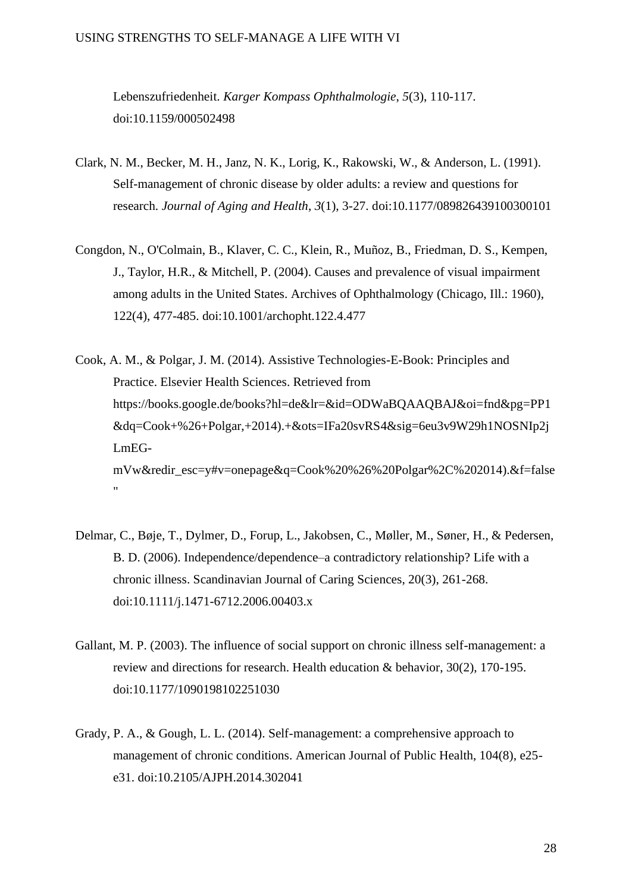Lebenszufriedenheit. *Karger Kompass Ophthalmologie*, *5*(3), 110-117. doi:10.1159/000502498

Clark, N. M., Becker, M. H., Janz, N. K., Lorig, K., Rakowski, W., & Anderson, L. (1991). Self-management of chronic disease by older adults: a review and questions for research. *Journal of Aging and Health*, *3*(1), 3-27. doi:10.1177/089826439100300101

Congdon, N., O'Colmain, B., Klaver, C. C., Klein, R., Muñoz, B., Friedman, D. S., Kempen, J., Taylor, H.R., & Mitchell, P. (2004). Causes and prevalence of visual impairment among adults in the United States. Archives of Ophthalmology (Chicago, Ill.: 1960), 122(4), 477-485. doi:10.1001/archopht.122.4.477

Cook, A. M., & Polgar, J. M. (2014). Assistive Technologies-E-Book: Principles and Practice. Elsevier Health Sciences. Retrieved from https://books.google.de/books?hl=de&lr=&id=ODWaBQAAQBAJ&oi=fnd&pg=PP1&dq=Cook+%26+Polgar,+2014).+&ots=IFa20svRS4&sig=6eu3v9W29h1NOSNIp2jLmEG-mVw&redir_esc=y#v=onepage&q=Cook%20%26%20Polgar%2C%202014).&f=false"

Delmar, C., Bøje, T., Dylmer, D., Forup, L., Jakobsen, C., Møller, M., Søner, H., & Pedersen, B. D. (2006). Independence/dependence–a contradictory relationship? Life with a chronic illness. Scandinavian Journal of Caring Sciences, 20(3), 261-268. doi:10.1111/j.1471-6712.2006.00403.x

Gallant, M. P. (2003). The influence of social support on chronic illness self-management: a review and directions for research. Health education & behavior, 30(2), 170-195. doi:10.1177/1090198102251030

Grady, P. A., & Gough, L. L. (2014). Self-management: a comprehensive approach to management of chronic conditions. American Journal of Public Health, 104(8), e25-e31. doi:10.2105/AJPH.2014.302041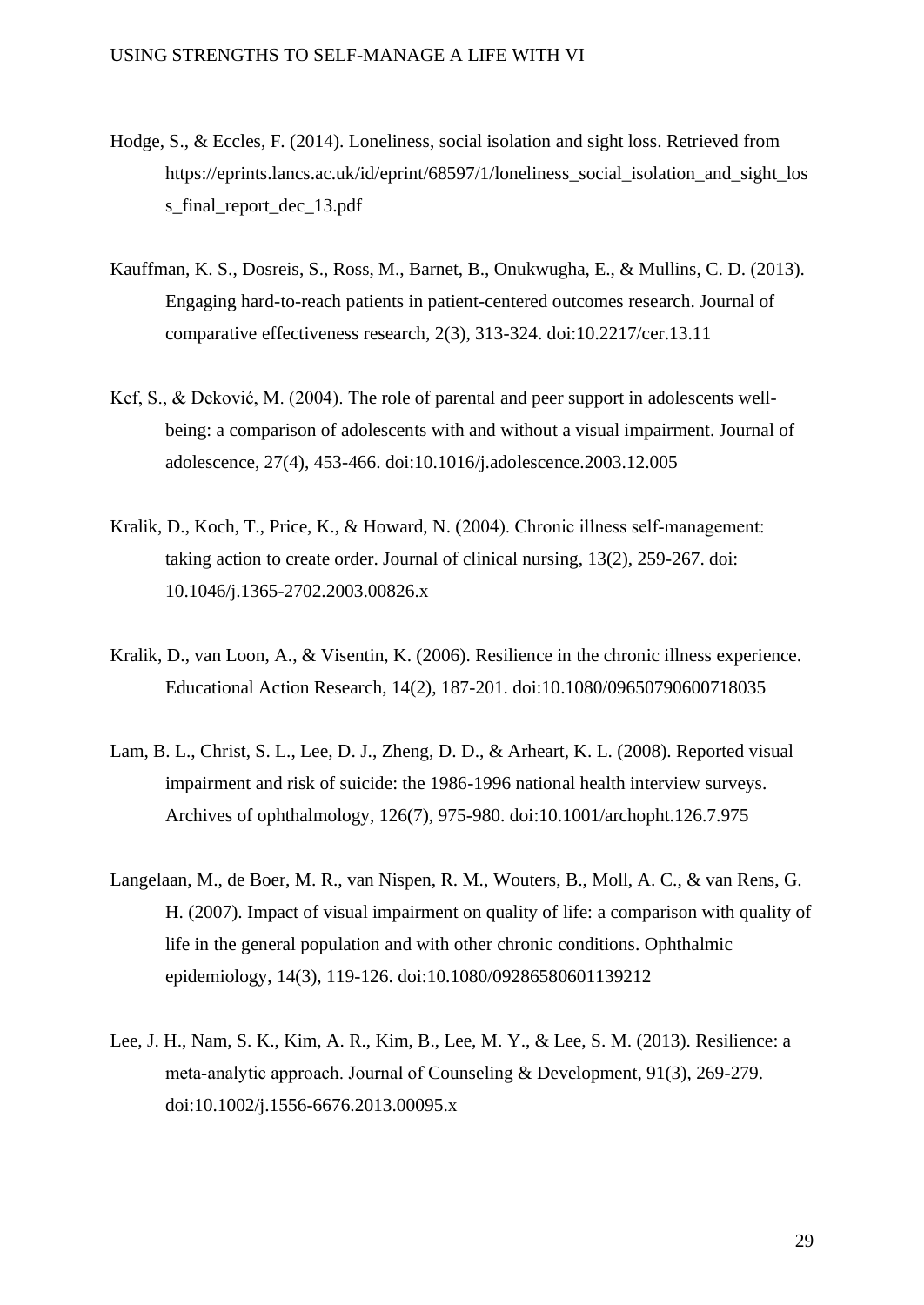Hodge, S., & Eccles, F. (2014). Loneliness, social isolation and sight loss. Retrieved from https://eprints.lancs.ac.uk/id/eprint/68597/1/loneliness_social_isolation_and_sight_loss_final_report_dec_13.pdf

Kauffman, K. S., Dosreis, S., Ross, M., Barnet, B., Onukwugha, E., & Mullins, C. D. (2013). Engaging hard-to-reach patients in patient-centered outcomes research. Journal of comparative effectiveness research, 2(3), 313-324. doi:10.2217/cer.13.11

Kef, S., & Deković, M. (2004). The role of parental and peer support in adolescents well-being: a comparison of adolescents with and without a visual impairment. Journal of adolescence, 27(4), 453-466. doi:10.1016/j.adolescence.2003.12.005

Kralik, D., Koch, T., Price, K., & Howard, N. (2004). Chronic illness self-management: taking action to create order. Journal of clinical nursing, 13(2), 259-267. doi: 10.1046/j.1365-2702.2003.00826.x

Kralik, D., van Loon, A., & Visentin, K. (2006). Resilience in the chronic illness experience. Educational Action Research, 14(2), 187-201. doi:10.1080/09650790600718035

Lam, B. L., Christ, S. L., Lee, D. J., Zheng, D. D., & Arheart, K. L. (2008). Reported visual impairment and risk of suicide: the 1986-1996 national health interview surveys. Archives of ophthalmology, 126(7), 975-980. doi:10.1001/archopht.126.7.975

Langelaan, M., de Boer, M. R., van Nispen, R. M., Wouters, B., Moll, A. C., & van Rens, G. H. (2007). Impact of visual impairment on quality of life: a comparison with quality of life in the general population and with other chronic conditions. Ophthalmic epidemiology, 14(3), 119-126. doi:10.1080/09286580601139212

Lee, J. H., Nam, S. K., Kim, A. R., Kim, B., Lee, M. Y., & Lee, S. M. (2013). Resilience: a meta-analytic approach. Journal of Counseling & Development, 91(3), 269-279. doi:10.1002/j.1556-6676.2013.00095.x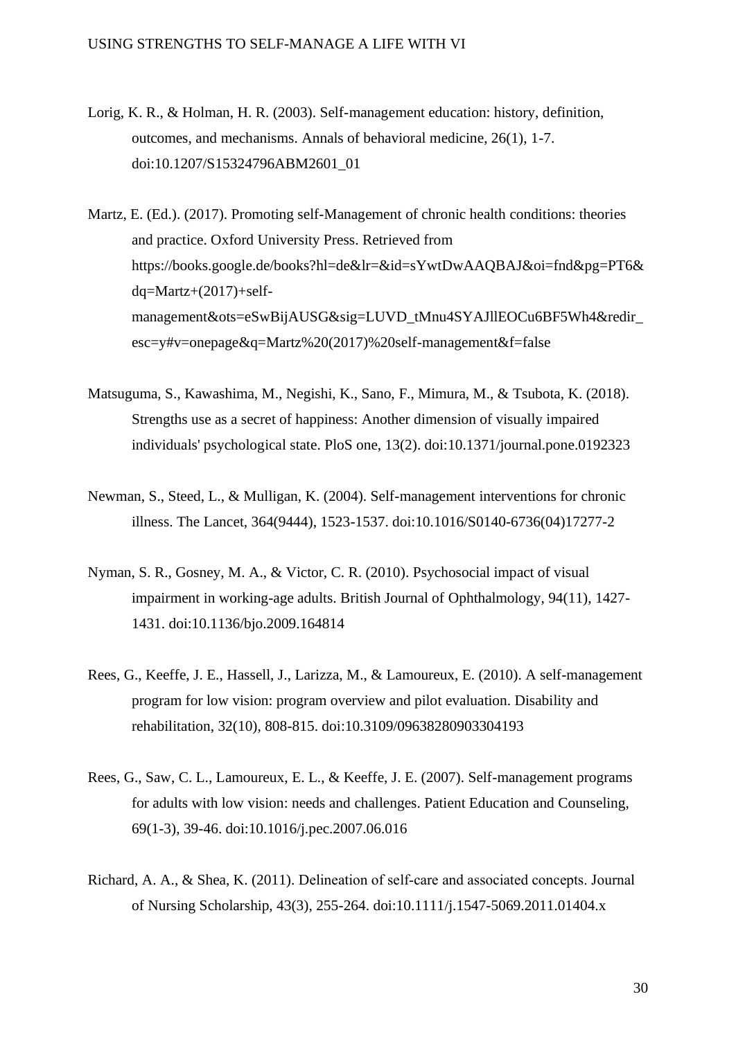Lorig, K. R., & Holman, H. R. (2003). Self-management education: history, definition, outcomes, and mechanisms. Annals of behavioral medicine, 26(1), 1-7. doi:10.1207/S15324796ABM2601_01

Martz, E. (Ed.). (2017). Promoting self-Management of chronic health conditions: theories and practice. Oxford University Press. Retrieved from https://books.google.de/books?hl=de&lr=&id=sYwtDwAAQBAJ&oi=fnd&pg=PT6&dq=Martz+(2017)+self-management&ots=eSwBijAUSG&sig=LUVD_tMnu4SYAJllEOCu6BF5Wh4&redir_esc=y#v=onepage&q=Martz%20(2017)%20self-management&f=false

Matsuguma, S., Kawashima, M., Negishi, K., Sano, F., Mimura, M., & Tsubota, K. (2018). Strengths use as a secret of happiness: Another dimension of visually impaired individuals' psychological state. PloS one, 13(2). doi:10.1371/journal.pone.0192323

Newman, S., Steed, L., & Mulligan, K. (2004). Self-management interventions for chronic illness. The Lancet, 364(9444), 1523-1537. doi:10.1016/S0140-6736(04)17277-2

Nyman, S. R., Gosney, M. A., & Victor, C. R. (2010). Psychosocial impact of visual impairment in working-age adults. British Journal of Ophthalmology, 94(11), 1427-1431. doi:10.1136/bjo.2009.164814

Rees, G., Keeffe, J. E., Hassell, J., Larizza, M., & Lamoureux, E. (2010). A self-management program for low vision: program overview and pilot evaluation. Disability and rehabilitation, 32(10), 808-815. doi:10.3109/09638280903304193

Rees, G., Saw, C. L., Lamoureux, E. L., & Keeffe, J. E. (2007). Self-management programs for adults with low vision: needs and challenges. Patient Education and Counseling, 69(1-3), 39-46. doi:10.1016/j.pec.2007.06.016

Richard, A. A., & Shea, K. (2011). Delineation of self-care and associated concepts. Journal of Nursing Scholarship, 43(3), 255-264. doi:10.1111/j.1547-5069.2011.01404.x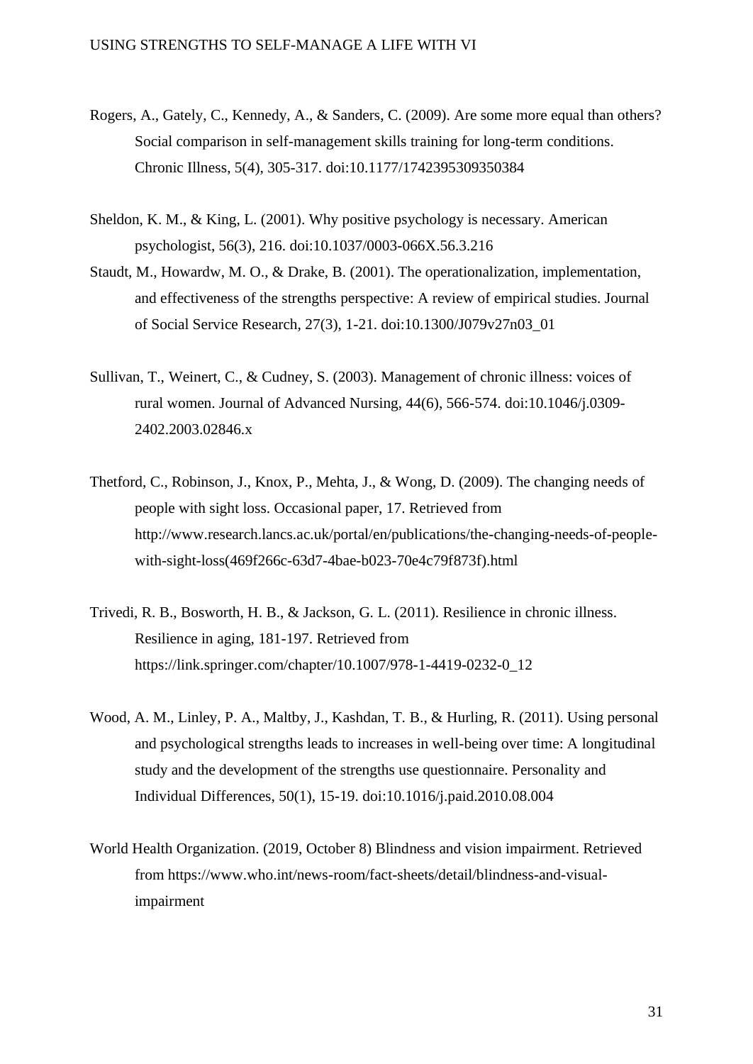Rogers, A., Gately, C., Kennedy, A., & Sanders, C. (2009). Are some more equal than others? Social comparison in self-management skills training for long-term conditions. Chronic Illness, 5(4), 305-317. doi:10.1177/1742395309350384

Sheldon, K. M., & King, L. (2001). Why positive psychology is necessary. American psychologist, 56(3), 216. doi:10.1037/0003-066X.56.3.216

Staudt, M., Howardw, M. O., & Drake, B. (2001). The operationalization, implementation, and effectiveness of the strengths perspective: A review of empirical studies. Journal of Social Service Research, 27(3), 1-21. doi:10.1300/J079v27n03_01

Sullivan, T., Weinert, C., & Cudney, S. (2003). Management of chronic illness: voices of rural women. Journal of Advanced Nursing, 44(6), 566-574. doi:10.1046/j.0309-2402.2003.02846.x

Thetford, C., Robinson, J., Knox, P., Mehta, J., & Wong, D. (2009). The changing needs of people with sight loss. Occasional paper, 17. Retrieved from http://www.research.lancs.ac.uk/portal/en/publications/the-changing-needs-of-people-with-sight-loss(469f266c-63d7-4bae-b023-70e4c79f873f).html

Trivedi, R. B., Bosworth, H. B., & Jackson, G. L. (2011). Resilience in chronic illness. Resilience in aging, 181-197. Retrieved from https://link.springer.com/chapter/10.1007/978-1-4419-0232-0_12

Wood, A. M., Linley, P. A., Maltby, J., Kashdan, T. B., & Hurling, R. (2011). Using personal and psychological strengths leads to increases in well-being over time: A longitudinal study and the development of the strengths use questionnaire. Personality and Individual Differences, 50(1), 15-19. doi:10.1016/j.paid.2010.08.004

World Health Organization. (2019, October 8) Blindness and vision impairment. Retrieved from https://www.who.int/news-room/fact-sheets/detail/blindness-and-visual-impairment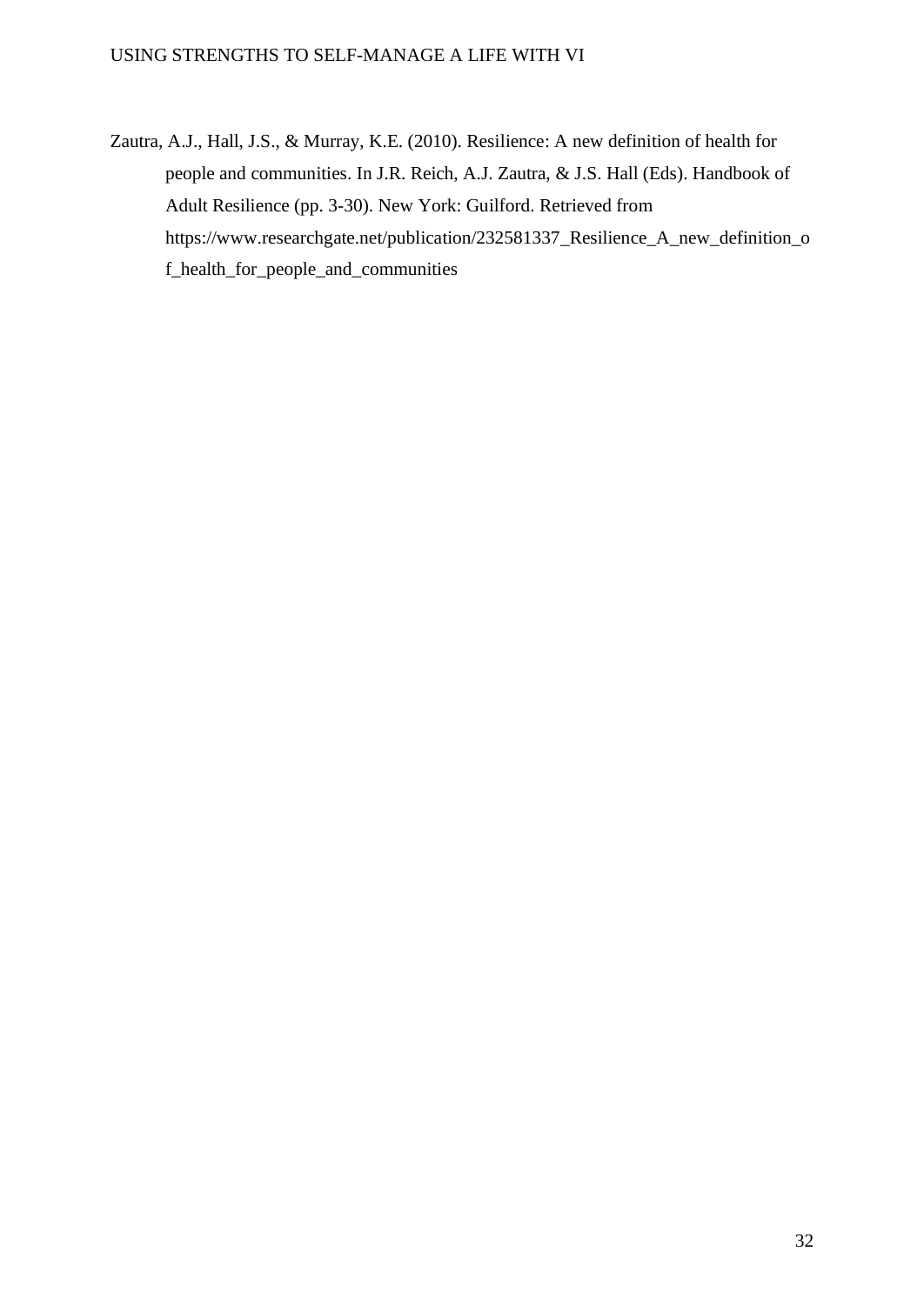Zautra, A.J., Hall, J.S., & Murray, K.E. (2010). Resilience: A new definition of health for people and communities. In J.R. Reich, A.J. Zautra, & J.S. Hall (Eds). Handbook of Adult Resilience (pp. 3-30). New York: Guilford. Retrieved from https://www.researchgate.net/publication/232581337_Resilience_A_new_definition_of_health_for_people_and_communities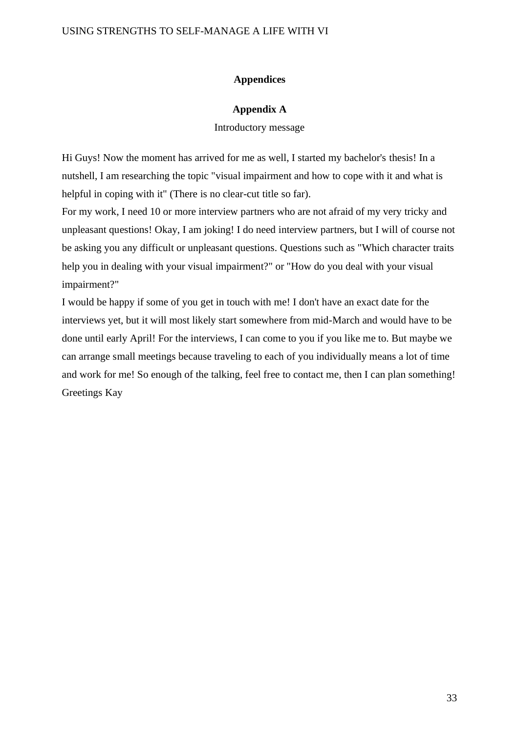# Appendices

## Appendix A

Introductory message

Hi Guys! Now the moment has arrived for me as well, I started my bachelor's thesis! In a nutshell, I am researching the topic "visual impairment and how to cope with it and what is helpful in coping with it" (There is no clear-cut title so far).

For my work, I need 10 or more interview partners who are not afraid of my very tricky and unpleasant questions! Okay, I am joking! I do need interview partners, but I will of course not be asking you any difficult or unpleasant questions. Questions such as "Which character traits help you in dealing with your visual impairment?" or "How do you deal with your visual impairment?"

I would be happy if some of you get in touch with me! I don't have an exact date for the interviews yet, but it will most likely start somewhere from mid-March and would have to be done until early April! For the interviews, I can come to you if you like me to. But maybe we can arrange small meetings because traveling to each of you individually means a lot of time and work for me! So enough of the talking, feel free to contact me, then I can plan something!

Greetings Kay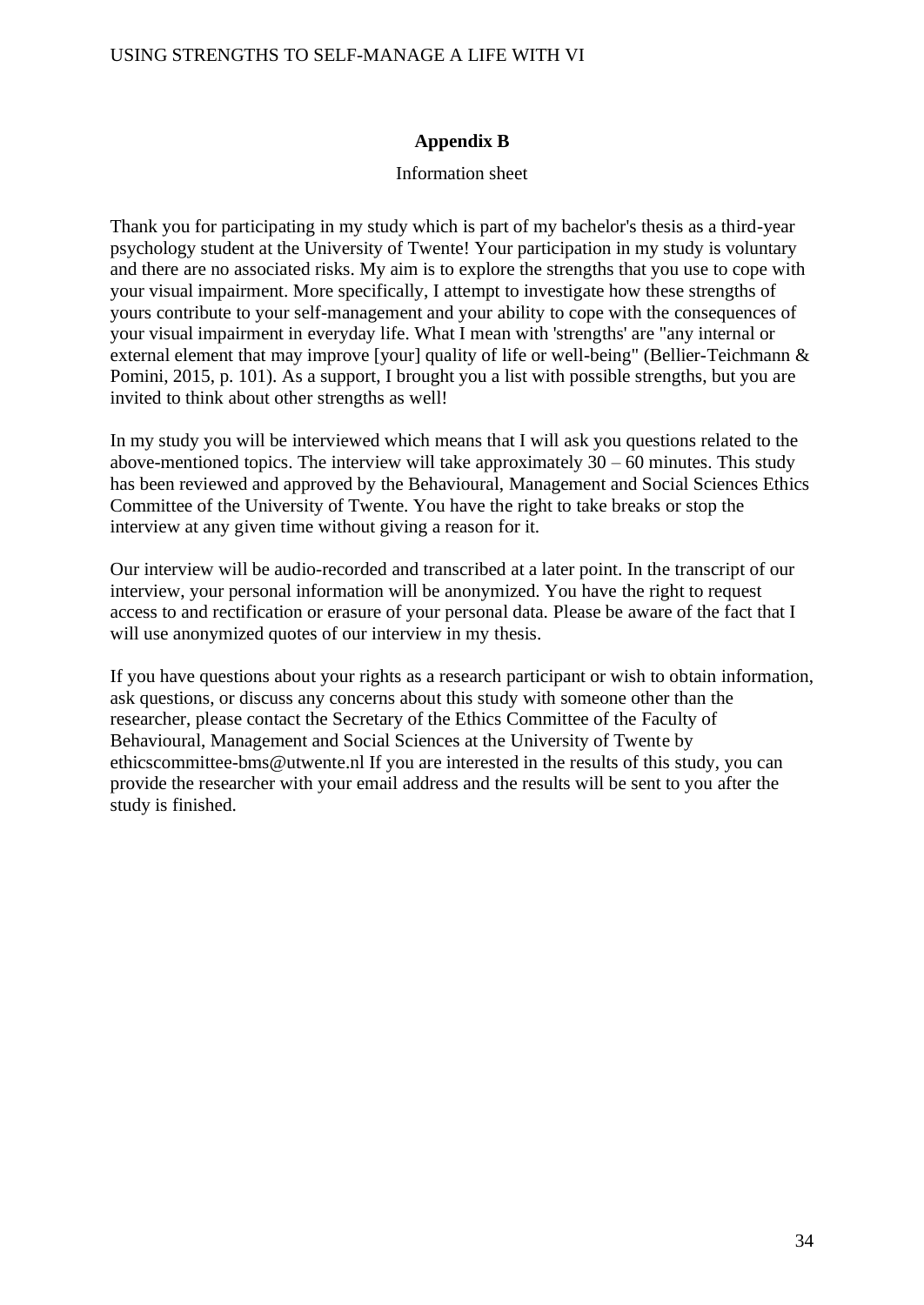## Appendix B

Information sheet

Thank you for participating in my study which is part of my bachelor's thesis as a third-year psychology student at the University of Twente! Your participation in my study is voluntary and there are no associated risks. My aim is to explore the strengths that you use to cope with your visual impairment. More specifically, I attempt to investigate how these strengths of yours contribute to your self-management and your ability to cope with the consequences of your visual impairment in everyday life. What I mean with 'strengths' are "any internal or external element that may improve [your] quality of life or well-being" (Bellier-Teichmann & Pomini, 2015, p. 101). As a support, I brought you a list with possible strengths, but you are invited to think about other strengths as well!

In my study you will be interviewed which means that I will ask you questions related to the above-mentioned topics. The interview will take approximately 30 – 60 minutes. This study has been reviewed and approved by the Behavioural, Management and Social Sciences Ethics Committee of the University of Twente. You have the right to take breaks or stop the interview at any given time without giving a reason for it.

Our interview will be audio-recorded and transcribed at a later point. In the transcript of our interview, your personal information will be anonymized. You have the right to request access to and rectification or erasure of your personal data. Please be aware of the fact that I will use anonymized quotes of our interview in my thesis.

If you have questions about your rights as a research participant or wish to obtain information, ask questions, or discuss any concerns about this study with someone other than the researcher, please contact the Secretary of the Ethics Committee of the Faculty of Behavioural, Management and Social Sciences at the University of Twente by ethicscommittee-bms@utwente.nl If you are interested in the results of this study, you can provide the researcher with your email address and the results will be sent to you after the study is finished.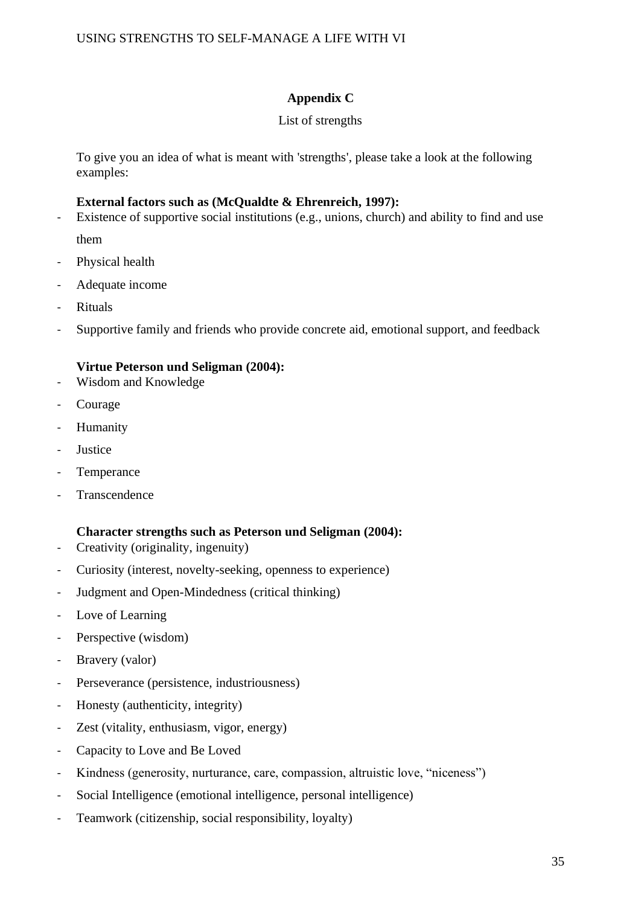## Appendix C

List of strengths

To give you an idea of what is meant with 'strengths', please take a look at the following examples:

**External factors such as (McQualdte & Ehrenreich, 1997):**

- Existence of supportive social institutions (e.g., unions, church) and ability to find and use them
- Physical health
- Adequate income
- Rituals
- Supportive family and friends who provide concrete aid, emotional support, and feedback

**Virtue Peterson und Seligman (2004):**

- Wisdom and Knowledge
- Courage
- Humanity
- Justice
- Temperance
- Transcendence

**Character strengths such as Peterson und Seligman (2004):**

- Creativity (originality, ingenuity)
- Curiosity (interest, novelty-seeking, openness to experience)
- Judgment and Open-Mindedness (critical thinking)
- Love of Learning
- Perspective (wisdom)
- Bravery (valor)
- Perseverance (persistence, industriousness)
- Honesty (authenticity, integrity)
- Zest (vitality, enthusiasm, vigor, energy)
- Capacity to Love and Be Loved
- Kindness (generosity, nurturance, care, compassion, altruistic love, "niceness")
- Social Intelligence (emotional intelligence, personal intelligence)
- Teamwork (citizenship, social responsibility, loyalty)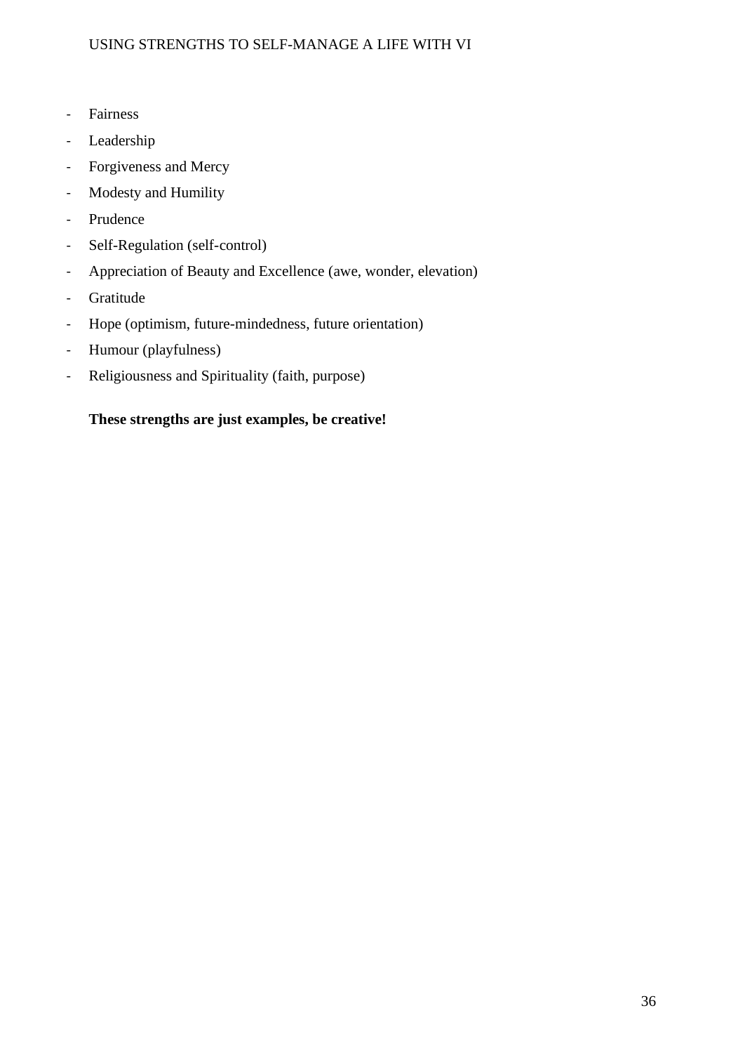- Fairness
- Leadership
- Forgiveness and Mercy
- Modesty and Humility
- Prudence
- Self-Regulation (self-control)
- Appreciation of Beauty and Excellence (awe, wonder, elevation)
- Gratitude
- Hope (optimism, future-mindedness, future orientation)
- Humour (playfulness)
- Religiousness and Spirituality (faith, purpose)

**These strengths are just examples, be creative!**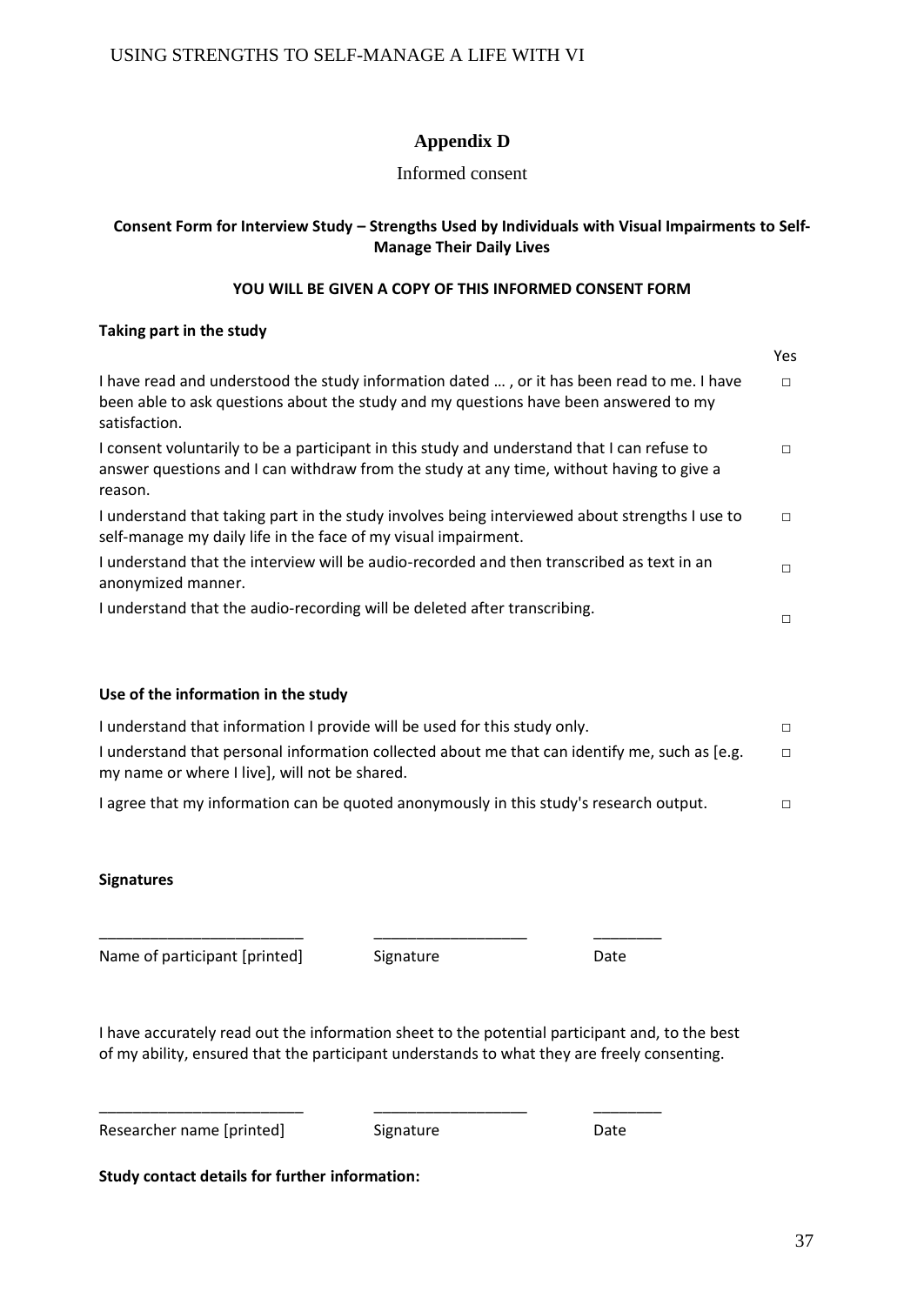## Appendix D

Informed consent

**Consent Form for Interview Study – Strengths Used by Individuals with Visual Impairments to Self-Manage Their Daily Lives**

**YOU WILL BE GIVEN A COPY OF THIS INFORMED CONSENT FORM**

**Taking part in the study**

| | Yes |
|---|---|
| I have read and understood the study information dated … , or it has been read to me. I have been able to ask questions about the study and my questions have been answered to my satisfaction. | □ |
| I consent voluntarily to be a participant in this study and understand that I can refuse to answer questions and I can withdraw from the study at any time, without having to give a reason. | □ |
| I understand that taking part in the study involves being interviewed about strengths I use to self-manage my daily life in the face of my visual impairment. | □ |
| I understand that the interview will be audio-recorded and then transcribed as text in an anonymized manner. | □ |
| I understand that the audio-recording will be deleted after transcribing. | □ |

**Use of the information in the study**

| | |
|---|---|
| I understand that information I provide will be used for this study only. | □ |
| I understand that personal information collected about me that can identify me, such as [e.g. my name or where I live], will not be shared. | □ |
| I agree that my information can be quoted anonymously in this study's research output. | □ |

**Signatures**

| ________________________ | __________________ | ________ |
|---|---|---|
| Name of participant [printed] | Signature | Date |

I have accurately read out the information sheet to the potential participant and, to the best of my ability, ensured that the participant understands to what they are freely consenting.

| ________________________ | __________________ | ________ |
|---|---|---|
| Researcher name [printed] | Signature | Date |

**Study contact details for further information:**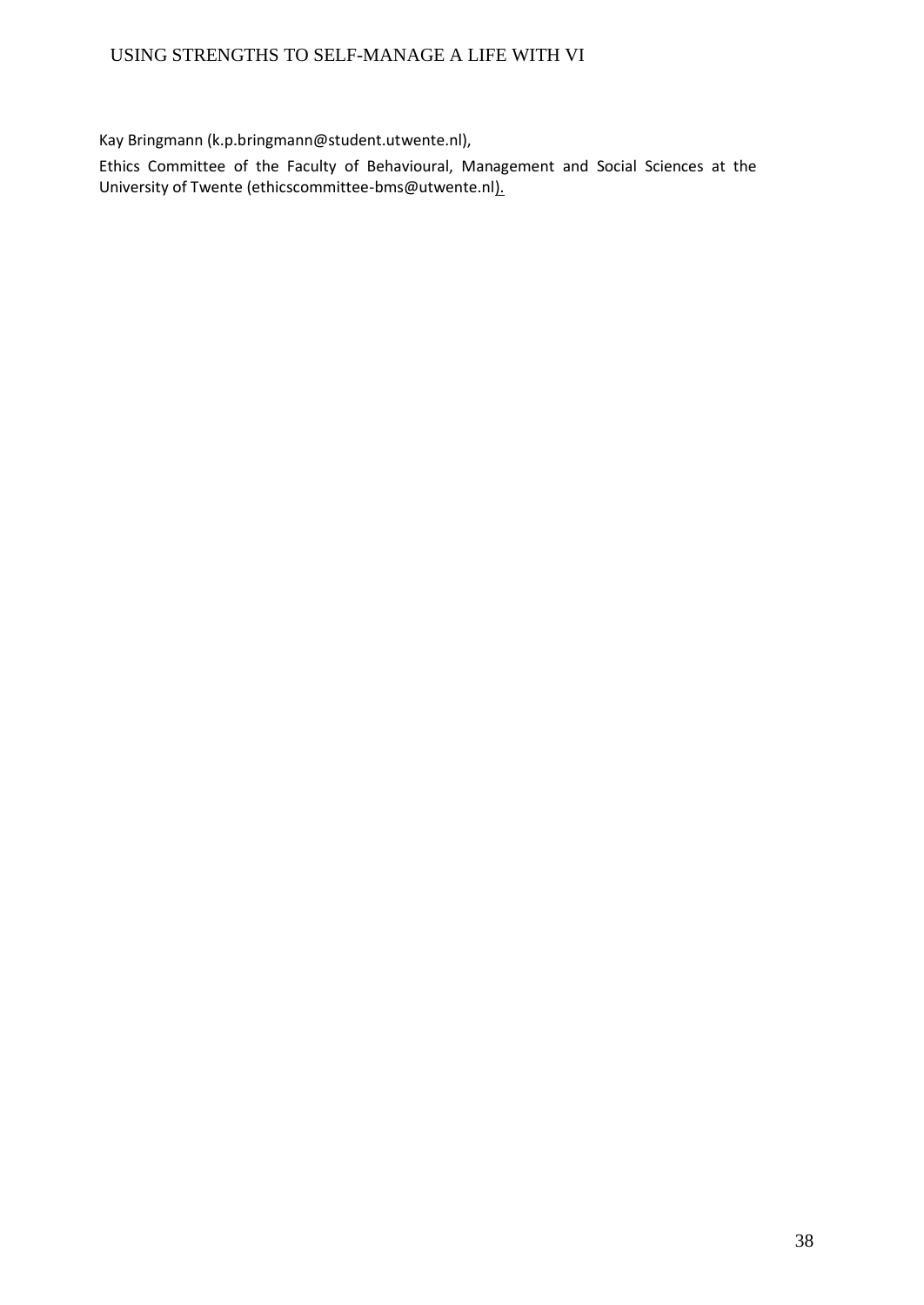Kay Bringmann (k.p.bringmann@student.utwente.nl),

Ethics Committee of the Faculty of Behavioural, Management and Social Sciences at the University of Twente (ethicscommittee-bms@utwente.nl).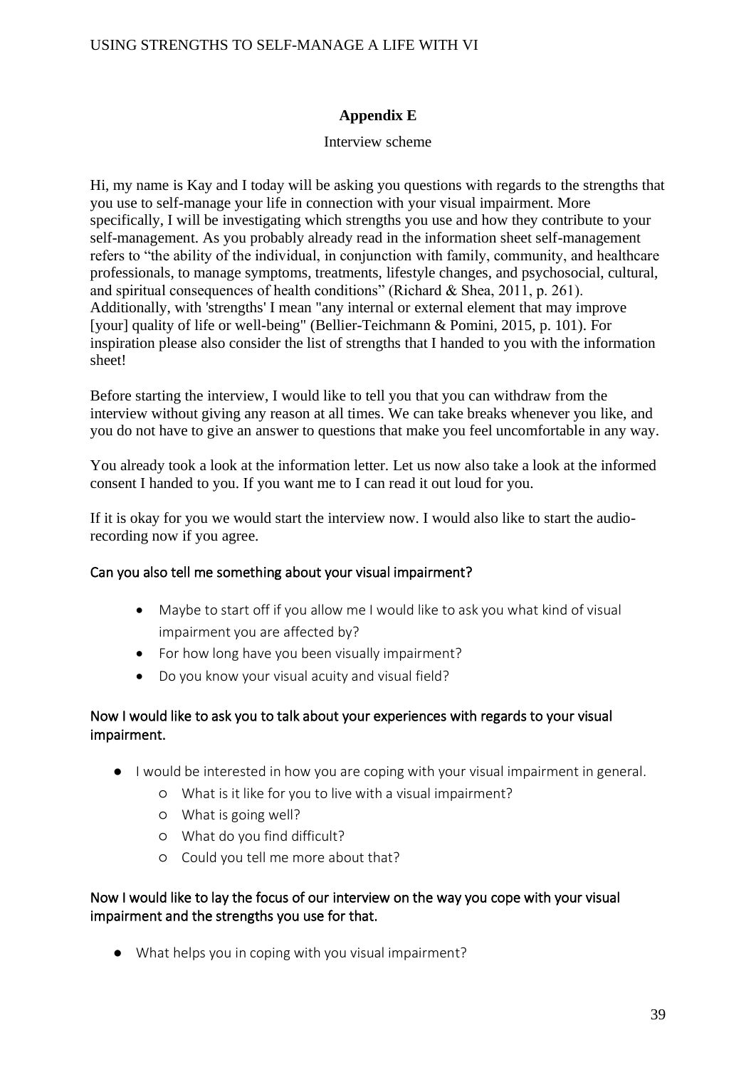## Appendix E

Interview scheme

Hi, my name is Kay and I today will be asking you questions with regards to the strengths that you use to self-manage your life in connection with your visual impairment. More specifically, I will be investigating which strengths you use and how they contribute to your self-management. As you probably already read in the information sheet self-management refers to "the ability of the individual, in conjunction with family, community, and healthcare professionals, to manage symptoms, treatments, lifestyle changes, and psychosocial, cultural, and spiritual consequences of health conditions" (Richard & Shea, 2011, p. 261). Additionally, with 'strengths' I mean "any internal or external element that may improve [your] quality of life or well-being" (Bellier-Teichmann & Pomini, 2015, p. 101). For inspiration please also consider the list of strengths that I handed to you with the information sheet!

Before starting the interview, I would like to tell you that you can withdraw from the interview without giving any reason at all times. We can take breaks whenever you like, and you do not have to give an answer to questions that make you feel uncomfortable in any way.

You already took a look at the information letter. Let us now also take a look at the informed consent I handed to you. If you want me to I can read it out loud for you.

If it is okay for you we would start the interview now. I would also like to start the audio-recording now if you agree.

### Can you also tell me something about your visual impairment?

- Maybe to start off if you allow me I would like to ask you what kind of visual impairment you are affected by?
- For how long have you been visually impairment?
- Do you know your visual acuity and visual field?

### Now I would like to ask you to talk about your experiences with regards to your visual impairment.

- I would be interested in how you are coping with your visual impairment in general.
  - What is it like for you to live with a visual impairment?
  - What is going well?
  - What do you find difficult?
  - Could you tell me more about that?

### Now I would like to lay the focus of our interview on the way you cope with your visual impairment and the strengths you use for that.

- What helps you in coping with you visual impairment?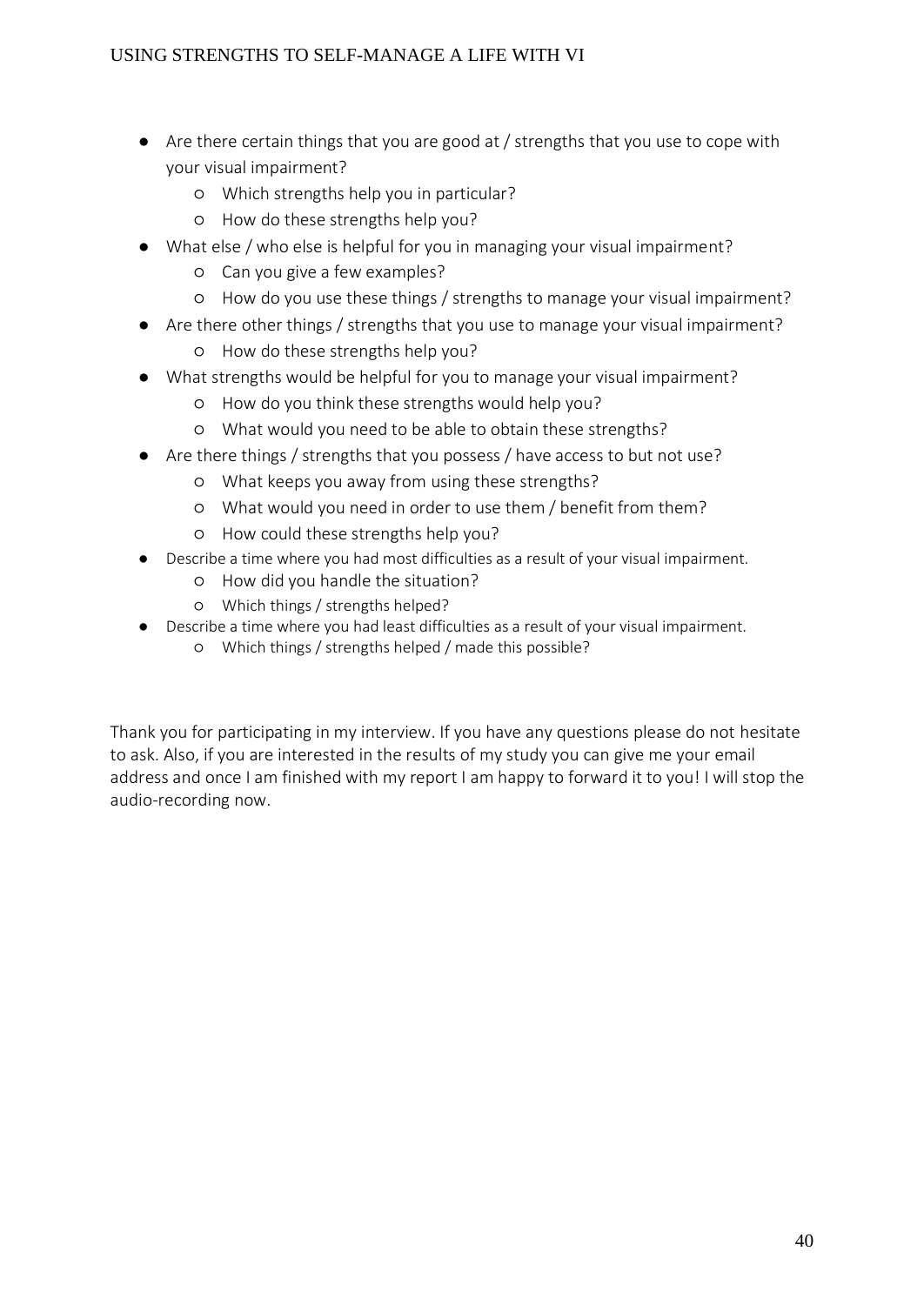- Are there certain things that you are good at / strengths that you use to cope with your visual impairment?
    - Which strengths help you in particular?
    - How do these strengths help you?
- What else / who else is helpful for you in managing your visual impairment?
    - Can you give a few examples?
    - How do you use these things / strengths to manage your visual impairment?
- Are there other things / strengths that you use to manage your visual impairment?
    - How do these strengths help you?
- What strengths would be helpful for you to manage your visual impairment?
    - How do you think these strengths would help you?
    - What would you need to be able to obtain these strengths?
- Are there things / strengths that you possess / have access to but not use?
    - What keeps you away from using these strengths?
    - What would you need in order to use them / benefit from them?
    - How could these strengths help you?
- Describe a time where you had most difficulties as a result of your visual impairment.
    - How did you handle the situation?
    - Which things / strengths helped?
- Describe a time where you had least difficulties as a result of your visual impairment.
    - Which things / strengths helped / made this possible?

Thank you for participating in my interview. If you have any questions please do not hesitate to ask. Also, if you are interested in the results of my study you can give me your email address and once I am finished with my report I am happy to forward it to you! I will stop the audio-recording now.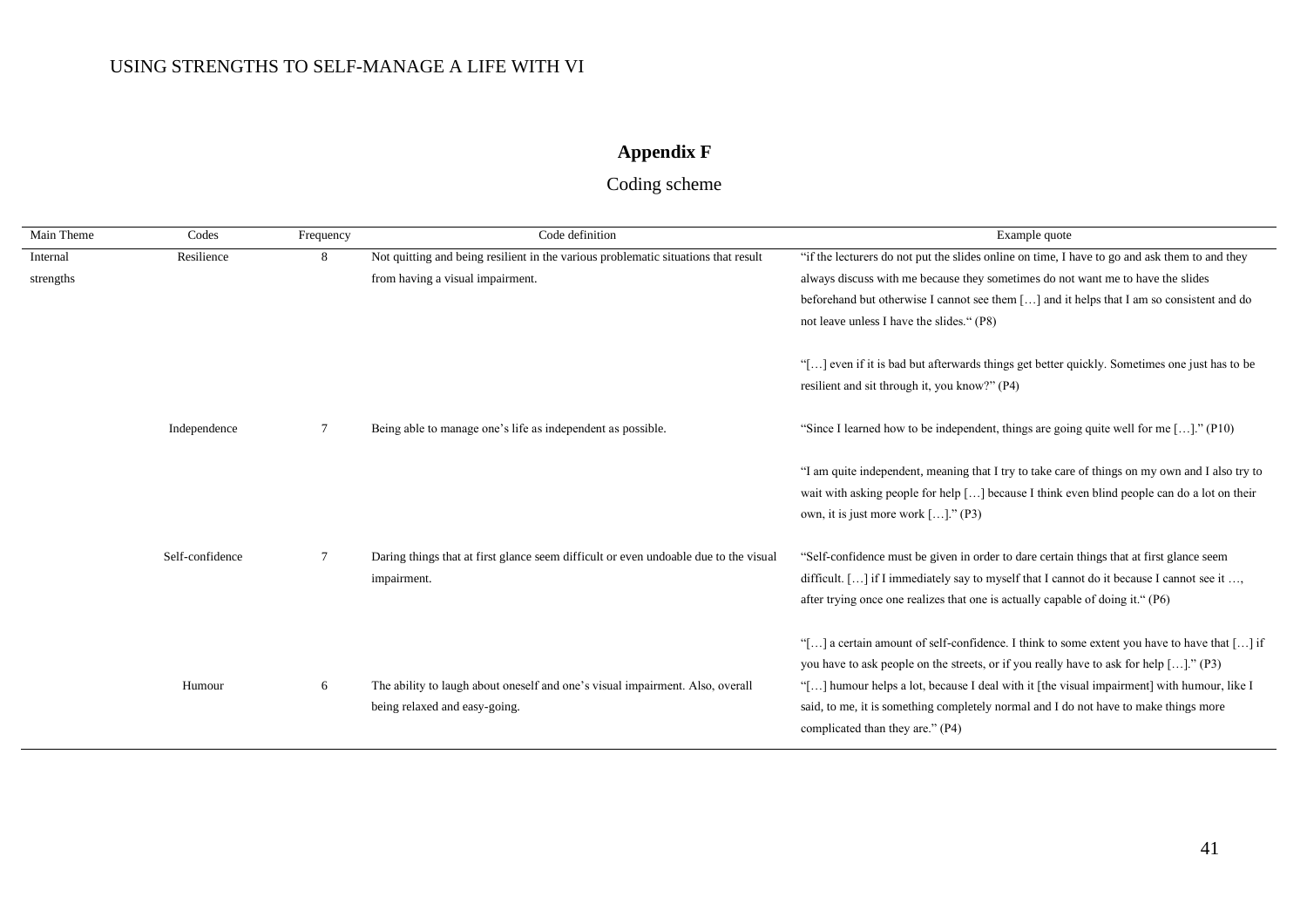## Appendix F

Coding scheme

| Main Theme | Codes | Frequency | Code definition | Example quote |
|---|---|---|---|---|
| Internal strengths | Resilience | 8 | Not quitting and being resilient in the various problematic situations that result from having a visual impairment. | "if the lecturers do not put the slides online on time, I have to go and ask them to and they always discuss with me because they sometimes do not want me to have the slides beforehand but otherwise I cannot see them […] and it helps that I am so consistent and do not leave unless I have the slides." (P8)<br><br>"[…] even if it is bad but afterwards things get better quickly. Sometimes one just has to be resilient and sit through it, you know?" (P4) |
| | Independence | 7 | Being able to manage one's life as independent as possible. | "Since I learned how to be independent, things are going quite well for me […]." (P10)<br><br>"I am quite independent, meaning that I try to take care of things on my own and I also try to wait with asking people for help […] because I think even blind people can do a lot on their own, it is just more work […]." (P3) |
| | Self-confidence | 7 | Daring things that at first glance seem difficult or even undoable due to the visual impairment. | "Self-confidence must be given in order to dare certain things that at first glance seem difficult. […] if I immediately say to myself that I cannot do it because I cannot see it …, after trying once one realizes that one is actually capable of doing it." (P6)<br><br>"[…] a certain amount of self-confidence. I think to some extent you have to have that […] if you have to ask people on the streets, or if you really have to ask for help […]." (P3) |
| | Humour | 6 | The ability to laugh about oneself and one's visual impairment. Also, overall being relaxed and easy-going. | "[…] humour helps a lot, because I deal with it [the visual impairment] with humour, like I said, to me, it is something completely normal and I do not have to make things more complicated than they are." (P4) |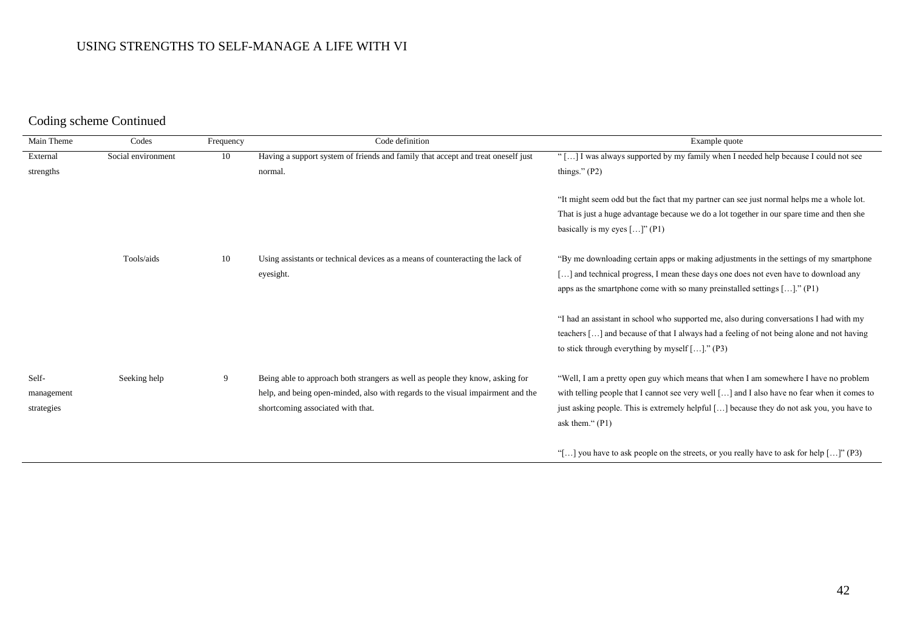Coding scheme Continued

| Main Theme | Codes | Frequency | Code definition | Example quote |
|---|---|---|---|---|
| External strengths | Social environment | 10 | Having a support system of friends and family that accept and treat oneself just normal. | " […] I was always supported by my family when I needed help because I could not see things." (P2)<br><br>"It might seem odd but the fact that my partner can see just normal helps me a whole lot. That is just a huge advantage because we do a lot together in our spare time and then she basically is my eyes […]" (P1) |
| | Tools/aids | 10 | Using assistants or technical devices as a means of counteracting the lack of eyesight. | "By me downloading certain apps or making adjustments in the settings of my smartphone […] and technical progress, I mean these days one does not even have to download any apps as the smartphone come with so many preinstalled settings […]." (P1)<br><br>"I had an assistant in school who supported me, also during conversations I had with my teachers […] and because of that I always had a feeling of not being alone and not having to stick through everything by myself […]." (P3) |
| Self-management strategies | Seeking help | 9 | Being able to approach both strangers as well as people they know, asking for help, and being open-minded, also with regards to the visual impairment and the shortcoming associated with that. | "Well, I am a pretty open guy which means that when I am somewhere I have no problem with telling people that I cannot see very well […] and I also have no fear when it comes to just asking people. This is extremely helpful […] because they do not ask you, you have to ask them." (P1)<br><br>"[…] you have to ask people on the streets, or you really have to ask for help […]" (P3) |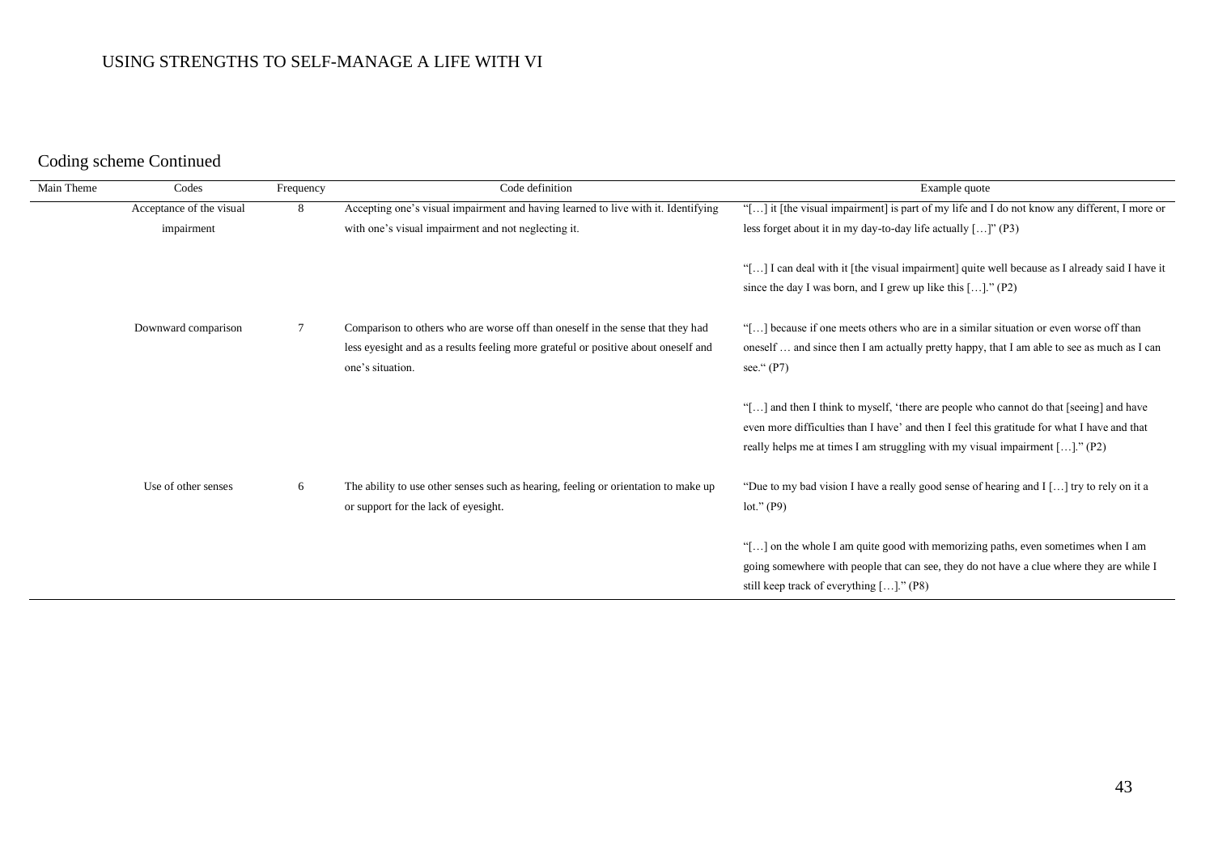Coding scheme Continued

| Main Theme | Codes | Frequency | Code definition | Example quote |
|---|---|---|---|---|
| | Acceptance of the visual impairment | 8 | Accepting one's visual impairment and having learned to live with it. Identifying with one's visual impairment and not neglecting it. | "[…] it [the visual impairment] is part of my life and I do not know any different, I more or less forget about it in my day-to-day life actually […]" (P3)<br><br>"[…] I can deal with it [the visual impairment] quite well because as I already said I have it since the day I was born, and I grew up like this […]." (P2) |
| | Downward comparison | 7 | Comparison to others who are worse off than oneself in the sense that they had less eyesight and as a results feeling more grateful or positive about oneself and one's situation. | "[…] because if one meets others who are in a similar situation or even worse off than oneself … and since then I am actually pretty happy, that I am able to see as much as I can see." (P7)<br><br>"[…] and then I think to myself, 'there are people who cannot do that [seeing] and have even more difficulties than I have' and then I feel this gratitude for what I have and that really helps me at times I am struggling with my visual impairment […]." (P2) |
| | Use of other senses | 6 | The ability to use other senses such as hearing, feeling or orientation to make up or support for the lack of eyesight. | "Due to my bad vision I have a really good sense of hearing and I […] try to rely on it a lot." (P9)<br><br>"[…] on the whole I am quite good with memorizing paths, even sometimes when I am going somewhere with people that can see, they do not have a clue where they are while I still keep track of everything […]." (P8) |